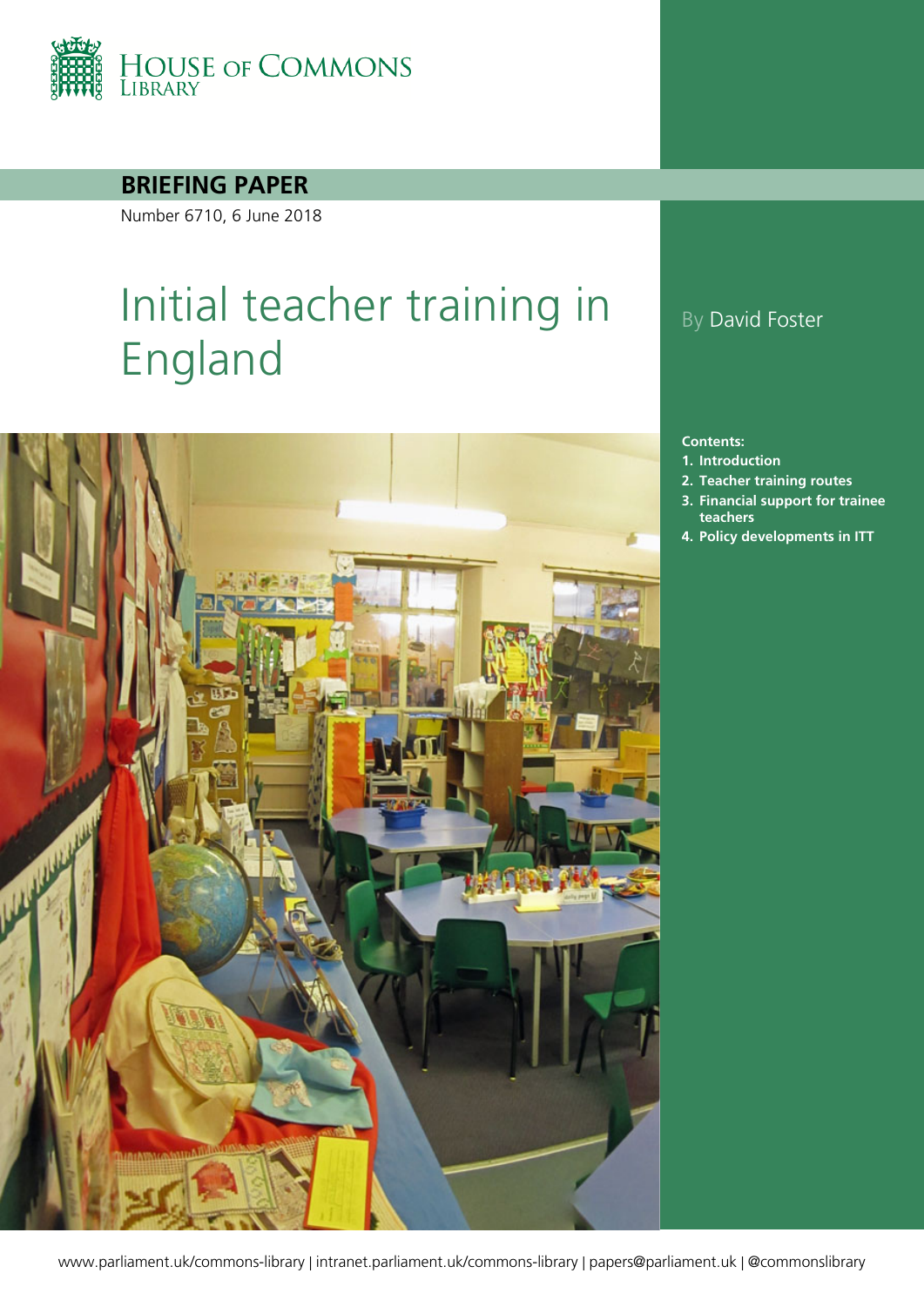House of Commons Library

**BRIEFING PAPER**

Number 6710, 6 June 2018

# Initial teacher training in England

By David Foster

**Contents:**

1. **Introduction**
2. **Teacher training routes**
3. **Financial support for trainee teachers**
4. **Policy developments in ITT**

www.parliament.uk/commons-library | intranet.parliament.uk/commons-library | papers@parliament.uk | @commonslibrary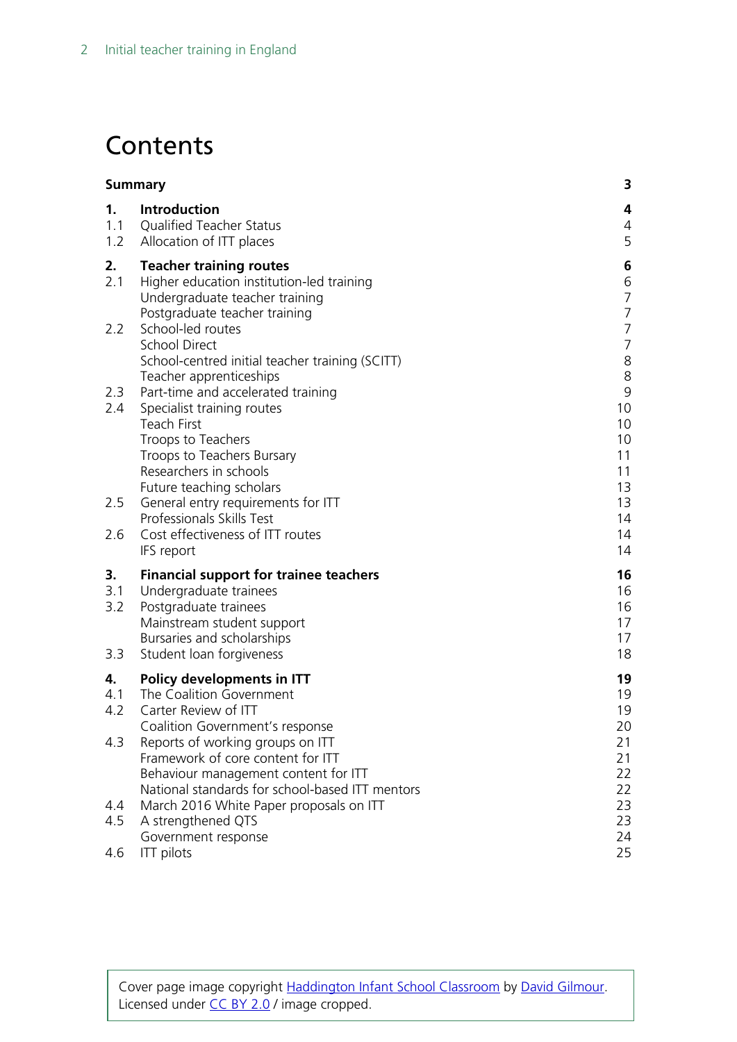# Contents

| | | |
|---|---|---|
| **Summary** | | **3** |
| **1.** | **Introduction** | **4** |
| 1.1 | Qualified Teacher Status | 4 |
| 1.2 | Allocation of ITT places | 5 |
| **2.** | **Teacher training routes** | **6** |
| 2.1 | Higher education institution-led training | 6 |
| | Undergraduate teacher training | 7 |
| | Postgraduate teacher training | 7 |
| 2.2 | School-led routes | 7 |
| | School Direct | 7 |
| | School-centred initial teacher training (SCITT) | 8 |
| | Teacher apprenticeships | 8 |
| 2.3 | Part-time and accelerated training | 9 |
| 2.4 | Specialist training routes | 10 |
| | Teach First | 10 |
| | Troops to Teachers | 10 |
| | Troops to Teachers Bursary | 11 |
| | Researchers in schools | 11 |
| | Future teaching scholars | 13 |
| 2.5 | General entry requirements for ITT | 13 |
| | Professionals Skills Test | 14 |
| 2.6 | Cost effectiveness of ITT routes | 14 |
| | IFS report | 14 |
| **3.** | **Financial support for trainee teachers** | **16** |
| 3.1 | Undergraduate trainees | 16 |
| 3.2 | Postgraduate trainees | 16 |
| | Mainstream student support | 17 |
| | Bursaries and scholarships | 17 |
| 3.3 | Student loan forgiveness | 18 |
| **4.** | **Policy developments in ITT** | **19** |
| 4.1 | The Coalition Government | 19 |
| 4.2 | Carter Review of ITT | 19 |
| | Coalition Government's response | 20 |
| 4.3 | Reports of working groups on ITT | 21 |
| | Framework of core content for ITT | 21 |
| | Behaviour management content for ITT | 22 |
| | National standards for school-based ITT mentors | 22 |
| 4.4 | March 2016 White Paper proposals on ITT | 23 |
| 4.5 | A strengthened QTS | 23 |
| | Government response | 24 |
| 4.6 | ITT pilots | 25 |

Cover page image copyright [Haddington Infant School Classroom] by [David Gilmour]. Licensed under [CC BY 2.0] / image cropped.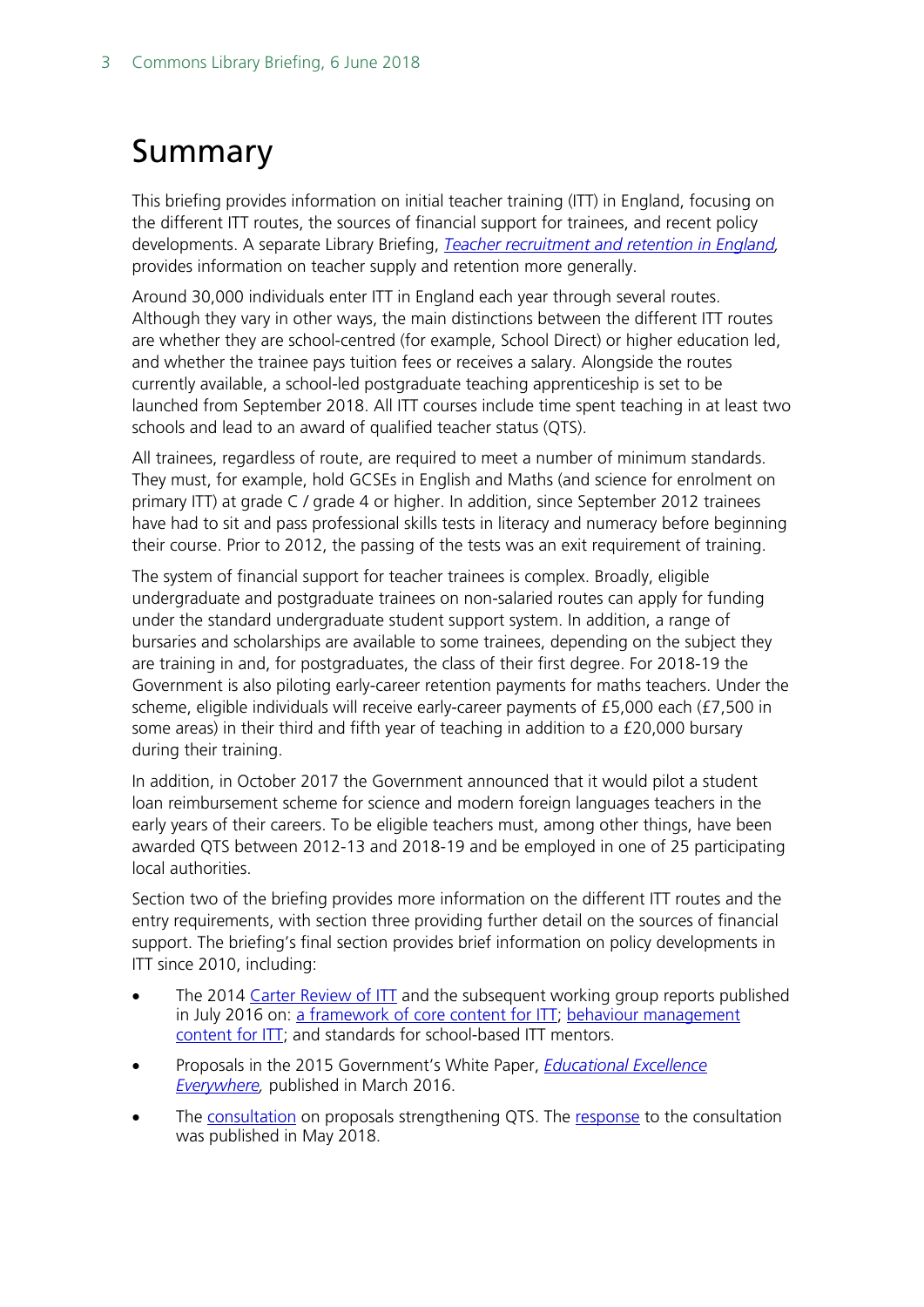# Summary

This briefing provides information on initial teacher training (ITT) in England, focusing on the different ITT routes, the sources of financial support for trainees, and recent policy developments. A separate Library Briefing, *Teacher recruitment and retention in England*, provides information on teacher supply and retention more generally.

Around 30,000 individuals enter ITT in England each year through several routes. Although they vary in other ways, the main distinctions between the different ITT routes are whether they are school-centred (for example, School Direct) or higher education led, and whether the trainee pays tuition fees or receives a salary. Alongside the routes currently available, a school-led postgraduate teaching apprenticeship is set to be launched from September 2018. All ITT courses include time spent teaching in at least two schools and lead to an award of qualified teacher status (QTS).

All trainees, regardless of route, are required to meet a number of minimum standards. They must, for example, hold GCSEs in English and Maths (and science for enrolment on primary ITT) at grade C / grade 4 or higher. In addition, since September 2012 trainees have had to sit and pass professional skills tests in literacy and numeracy before beginning their course. Prior to 2012, the passing of the tests was an exit requirement of training.

The system of financial support for teacher trainees is complex. Broadly, eligible undergraduate and postgraduate trainees on non-salaried routes can apply for funding under the standard undergraduate student support system. In addition, a range of bursaries and scholarships are available to some trainees, depending on the subject they are training in and, for postgraduates, the class of their first degree. For 2018-19 the Government is also piloting early-career retention payments for maths teachers. Under the scheme, eligible individuals will receive early-career payments of £5,000 each (£7,500 in some areas) in their third and fifth year of teaching in addition to a £20,000 bursary during their training.

In addition, in October 2017 the Government announced that it would pilot a student loan reimbursement scheme for science and modern foreign languages teachers in the early years of their careers. To be eligible teachers must, among other things, have been awarded QTS between 2012-13 and 2018-19 and be employed in one of 25 participating local authorities.

Section two of the briefing provides more information on the different ITT routes and the entry requirements, with section three providing further detail on the sources of financial support. The briefing's final section provides brief information on policy developments in ITT since 2010, including:

- The 2014 Carter Review of ITT and the subsequent working group reports published in July 2016 on: a framework of core content for ITT; behaviour management content for ITT; and standards for school-based ITT mentors.
- Proposals in the 2015 Government's White Paper, *Educational Excellence Everywhere,* published in March 2016.
- The consultation on proposals strengthening QTS. The response to the consultation was published in May 2018.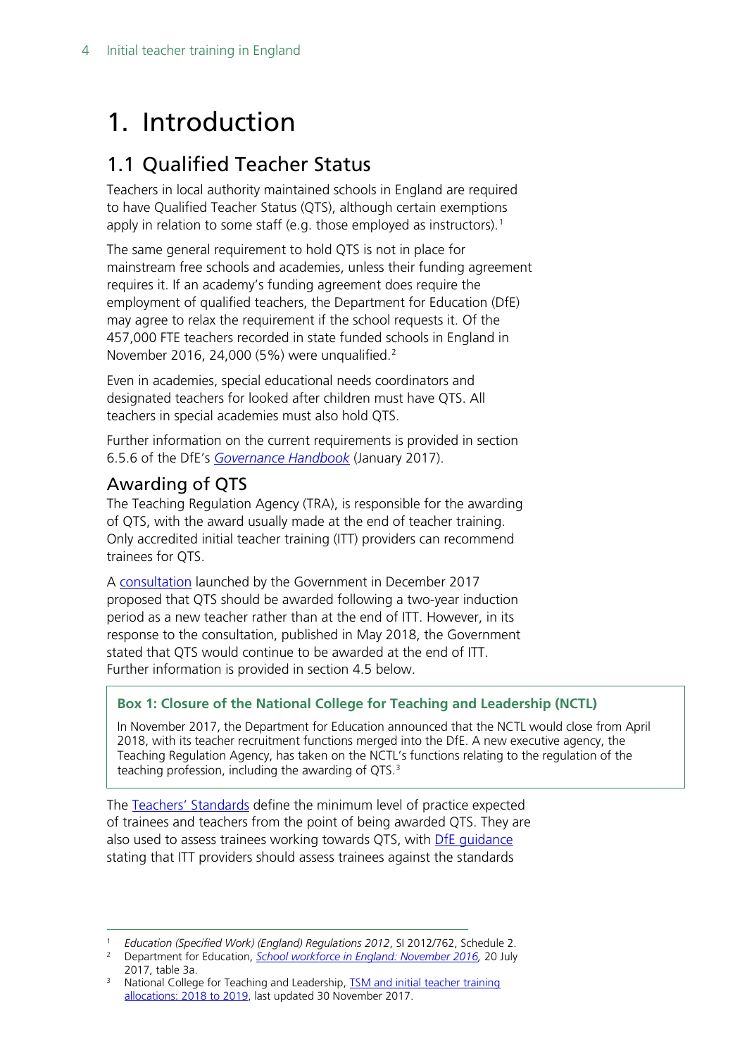# 1. Introduction

## 1.1 Qualified Teacher Status

Teachers in local authority maintained schools in England are required to have Qualified Teacher Status (QTS), although certain exemptions apply in relation to some staff (e.g. those employed as instructors).[1]

The same general requirement to hold QTS is not in place for mainstream free schools and academies, unless their funding agreement requires it. If an academy's funding agreement does require the employment of qualified teachers, the Department for Education (DfE) may agree to relax the requirement if the school requests it. Of the 457,000 FTE teachers recorded in state funded schools in England in November 2016, 24,000 (5%) were unqualified.[2]

Even in academies, special educational needs coordinators and designated teachers for looked after children must have QTS. All teachers in special academies must also hold QTS.

Further information on the current requirements is provided in section 6.5.6 of the DfE's *Governance Handbook* (January 2017).

### Awarding of QTS

The Teaching Regulation Agency (TRA), is responsible for the awarding of QTS, with the award usually made at the end of teacher training. Only accredited initial teacher training (ITT) providers can recommend trainees for QTS.

A consultation launched by the Government in December 2017 proposed that QTS should be awarded following a two-year induction period as a new teacher rather than at the end of ITT. However, in its response to the consultation, published in May 2018, the Government stated that QTS would continue to be awarded at the end of ITT. Further information is provided in section 4.5 below.

**Box 1: Closure of the National College for Teaching and Leadership (NCTL)**

In November 2017, the Department for Education announced that the NCTL would close from April 2018, with its teacher recruitment functions merged into the DfE. A new executive agency, the Teaching Regulation Agency, has taken on the NCTL's functions relating to the regulation of the teaching profession, including the awarding of QTS.[3]

The Teachers' Standards define the minimum level of practice expected of trainees and teachers from the point of being awarded QTS. They are also used to assess trainees working towards QTS, with DfE guidance stating that ITT providers should assess trainees against the standards

---

[1] *Education (Specified Work) (England) Regulations 2012*, SI 2012/762, Schedule 2.

[2] Department for Education, *School workforce in England: November 2016*, 20 July 2017, table 3a.

[3] National College for Teaching and Leadership, TSM and initial teacher training allocations: 2018 to 2019, last updated 30 November 2017.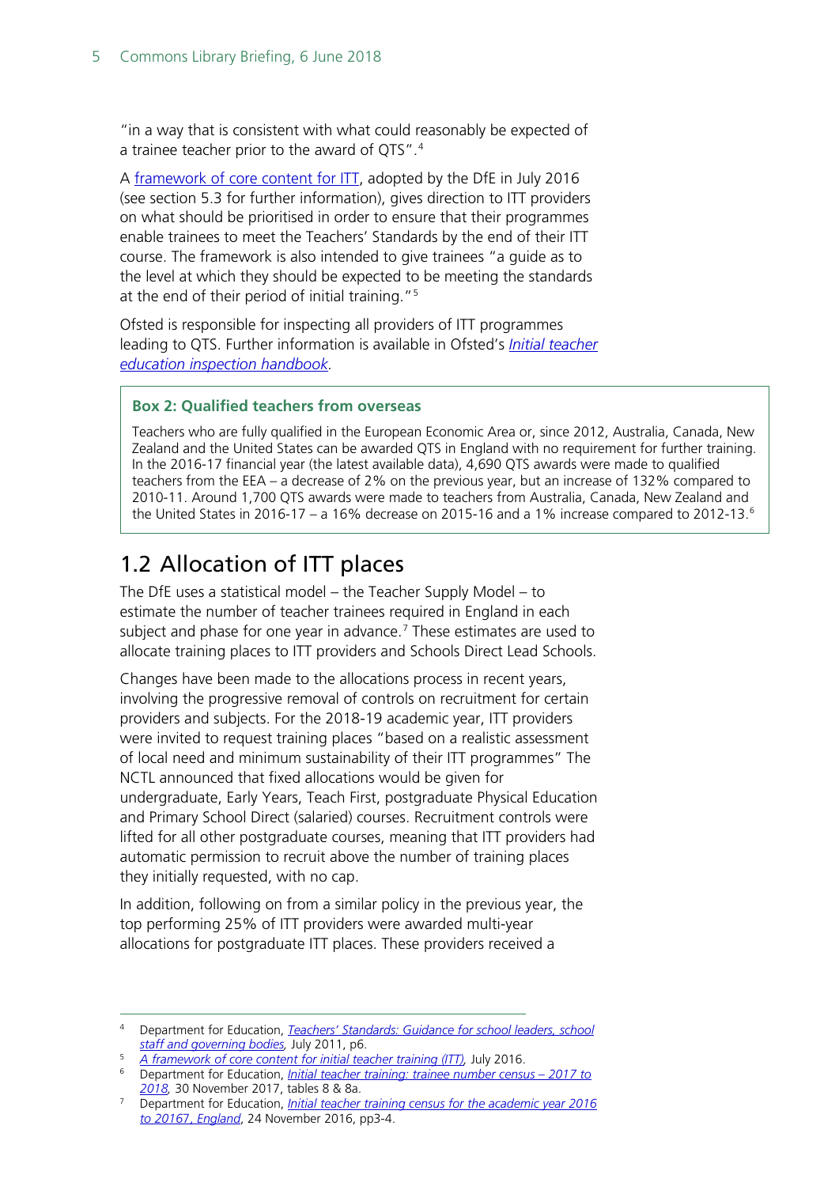"in a way that is consistent with what could reasonably be expected of a trainee teacher prior to the award of QTS".[4]

A framework of core content for ITT, adopted by the DfE in July 2016 (see section 5.3 for further information), gives direction to ITT providers on what should be prioritised in order to ensure that their programmes enable trainees to meet the Teachers' Standards by the end of their ITT course. The framework is also intended to give trainees "a guide as to the level at which they should be expected to be meeting the standards at the end of their period of initial training."[5]

Ofsted is responsible for inspecting all providers of ITT programmes leading to QTS. Further information is available in Ofsted's *Initial teacher education inspection handbook*.

> **Box 2: Qualified teachers from overseas**
>
> Teachers who are fully qualified in the European Economic Area or, since 2012, Australia, Canada, New Zealand and the United States can be awarded QTS in England with no requirement for further training. In the 2016-17 financial year (the latest available data), 4,690 QTS awards were made to qualified teachers from the EEA – a decrease of 2% on the previous year, but an increase of 132% compared to 2010-11. Around 1,700 QTS awards were made to teachers from Australia, Canada, New Zealand and the United States in 2016-17 – a 16% decrease on 2015-16 and a 1% increase compared to 2012-13.[6]

## 1.2 Allocation of ITT places

The DfE uses a statistical model – the Teacher Supply Model – to estimate the number of teacher trainees required in England in each subject and phase for one year in advance.[7] These estimates are used to allocate training places to ITT providers and Schools Direct Lead Schools.

Changes have been made to the allocations process in recent years, involving the progressive removal of controls on recruitment for certain providers and subjects. For the 2018-19 academic year, ITT providers were invited to request training places "based on a realistic assessment of local need and minimum sustainability of their ITT programmes" The NCTL announced that fixed allocations would be given for undergraduate, Early Years, Teach First, postgraduate Physical Education and Primary School Direct (salaried) courses. Recruitment controls were lifted for all other postgraduate courses, meaning that ITT providers had automatic permission to recruit above the number of training places they initially requested, with no cap.

In addition, following on from a similar policy in the previous year, the top performing 25% of ITT providers were awarded multi-year allocations for postgraduate ITT places. These providers received a

---

[4] Department for Education, *Teachers' Standards: Guidance for school leaders, school staff and governing bodies,* July 2011, p6.

[5] *A framework of core content for initial teacher training (ITT),* July 2016.

[6] Department for Education, *Initial teacher training: trainee number census – 2017 to 2018,* 30 November 2017, tables 8 & 8a.

[7] Department for Education, *Initial teacher training census for the academic year 2016 to 20167, England*, 24 November 2016, pp3-4.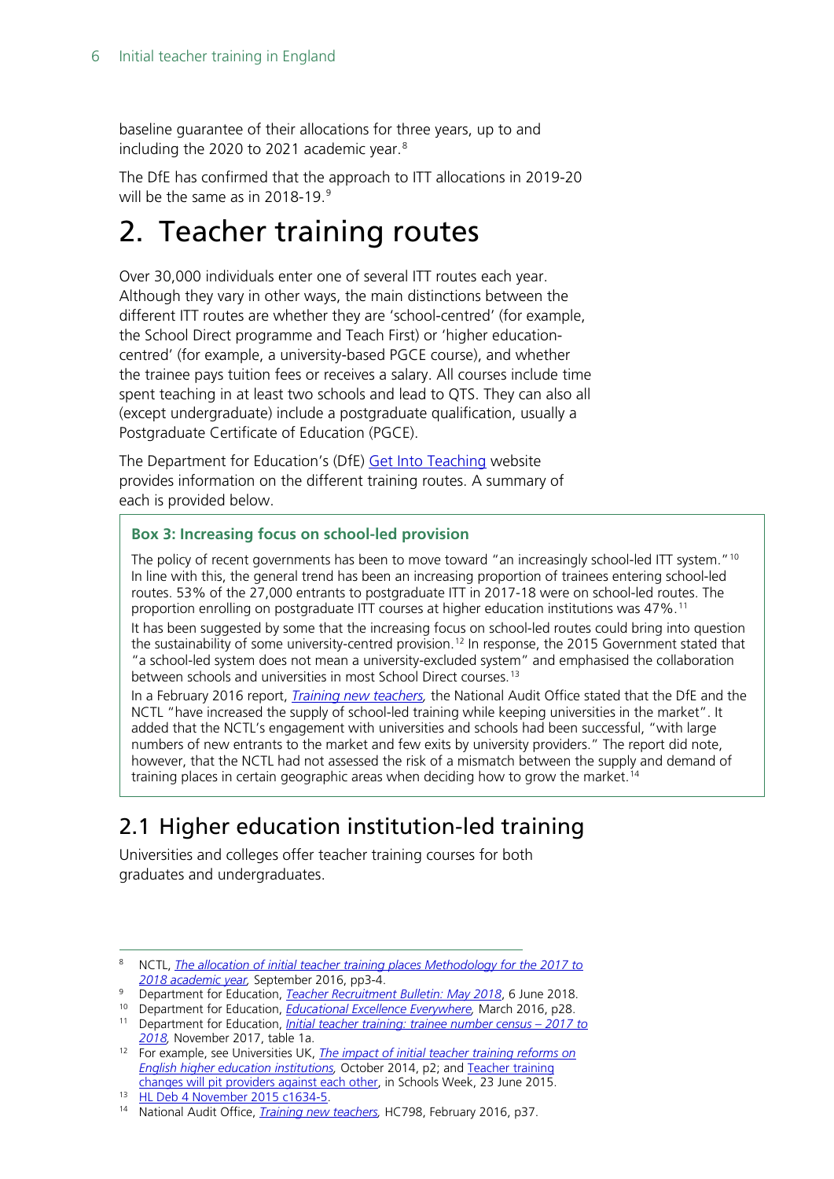baseline guarantee of their allocations for three years, up to and including the 2020 to 2021 academic year.[8]

The DfE has confirmed that the approach to ITT allocations in 2019-20 will be the same as in 2018-19.[9]

# 2. Teacher training routes

Over 30,000 individuals enter one of several ITT routes each year. Although they vary in other ways, the main distinctions between the different ITT routes are whether they are 'school-centred' (for example, the School Direct programme and Teach First) or 'higher education-centred' (for example, a university-based PGCE course), and whether the trainee pays tuition fees or receives a salary. All courses include time spent teaching in at least two schools and lead to QTS. They can also all (except undergraduate) include a postgraduate qualification, usually a Postgraduate Certificate of Education (PGCE).

The Department for Education's (DfE) Get Into Teaching website provides information on the different training routes. A summary of each is provided below.

> **Box 3: Increasing focus on school-led provision**
>
> The policy of recent governments has been to move toward "an increasingly school-led ITT system."[10] In line with this, the general trend has been an increasing proportion of trainees entering school-led routes. 53% of the 27,000 entrants to postgraduate ITT in 2017-18 were on school-led routes. The proportion enrolling on postgraduate ITT courses at higher education institutions was 47%.[11]
>
> It has been suggested by some that the increasing focus on school-led routes could bring into question the sustainability of some university-centred provision.[12] In response, the 2015 Government stated that "a school-led system does not mean a university-excluded system" and emphasised the collaboration between schools and universities in most School Direct courses.[13]
>
> In a February 2016 report, *Training new teachers*, the National Audit Office stated that the DfE and the NCTL "have increased the supply of school-led training while keeping universities in the market". It added that the NCTL's engagement with universities and schools had been successful, "with large numbers of new entrants to the market and few exits by university providers." The report did note, however, that the NCTL had not assessed the risk of a mismatch between the supply and demand of training places in certain geographic areas when deciding how to grow the market.[14]

## 2.1 Higher education institution-led training

Universities and colleges offer teacher training courses for both graduates and undergraduates.

---

[8] NCTL, *The allocation of initial teacher training places Methodology for the 2017 to 2018 academic year*, September 2016, pp3-4.

[9] Department for Education, *Teacher Recruitment Bulletin: May 2018*, 6 June 2018.

[10] Department for Education, *Educational Excellence Everywhere*, March 2016, p28.

[11] Department for Education, *Initial teacher training: trainee number census – 2017 to 2018*, November 2017, table 1a.

[12] For example, see Universities UK, *The impact of initial teacher training reforms on English higher education institutions*, October 2014, p2; and Teacher training changes will pit providers against each other, in Schools Week, 23 June 2015.

[13] HL Deb 4 November 2015 c1634-5.

[14] National Audit Office, *Training new teachers*, HC798, February 2016, p37.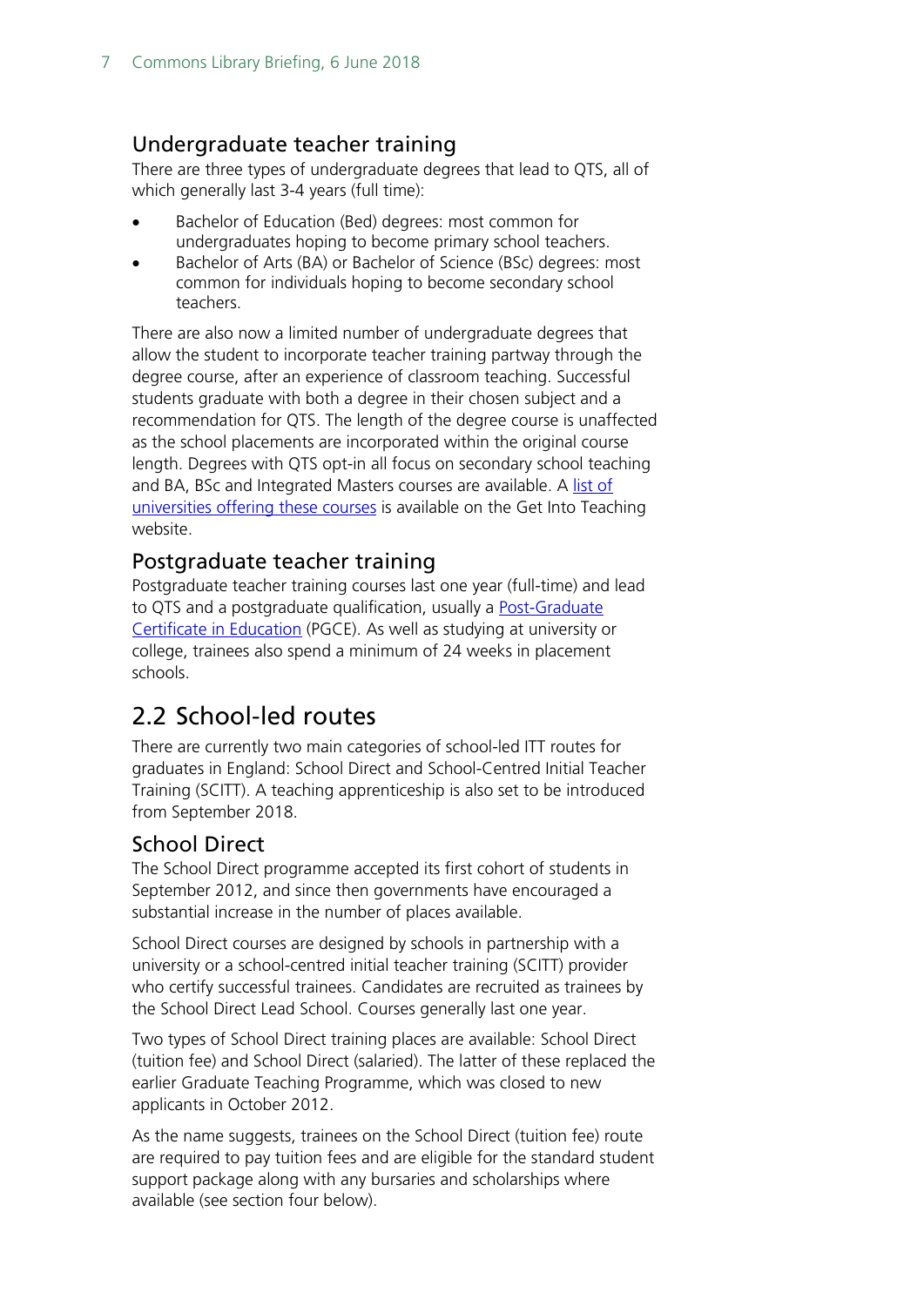### Undergraduate teacher training

There are three types of undergraduate degrees that lead to QTS, all of which generally last 3-4 years (full time):

- Bachelor of Education (Bed) degrees: most common for undergraduates hoping to become primary school teachers.
- Bachelor of Arts (BA) or Bachelor of Science (BSc) degrees: most common for individuals hoping to become secondary school teachers.

There are also now a limited number of undergraduate degrees that allow the student to incorporate teacher training partway through the degree course, after an experience of classroom teaching. Successful students graduate with both a degree in their chosen subject and a recommendation for QTS. The length of the degree course is unaffected as the school placements are incorporated within the original course length. Degrees with QTS opt-in all focus on secondary school teaching and BA, BSc and Integrated Masters courses are available. A list of universities offering these courses is available on the Get Into Teaching website.

### Postgraduate teacher training

Postgraduate teacher training courses last one year (full-time) and lead to QTS and a postgraduate qualification, usually a Post-Graduate Certificate in Education (PGCE). As well as studying at university or college, trainees also spend a minimum of 24 weeks in placement schools.

## 2.2 School-led routes

There are currently two main categories of school-led ITT routes for graduates in England: School Direct and School-Centred Initial Teacher Training (SCITT). A teaching apprenticeship is also set to be introduced from September 2018.

### School Direct

The School Direct programme accepted its first cohort of students in September 2012, and since then governments have encouraged a substantial increase in the number of places available.

School Direct courses are designed by schools in partnership with a university or a school-centred initial teacher training (SCITT) provider who certify successful trainees. Candidates are recruited as trainees by the School Direct Lead School. Courses generally last one year.

Two types of School Direct training places are available: School Direct (tuition fee) and School Direct (salaried). The latter of these replaced the earlier Graduate Teaching Programme, which was closed to new applicants in October 2012.

As the name suggests, trainees on the School Direct (tuition fee) route are required to pay tuition fees and are eligible for the standard student support package along with any bursaries and scholarships where available (see section four below).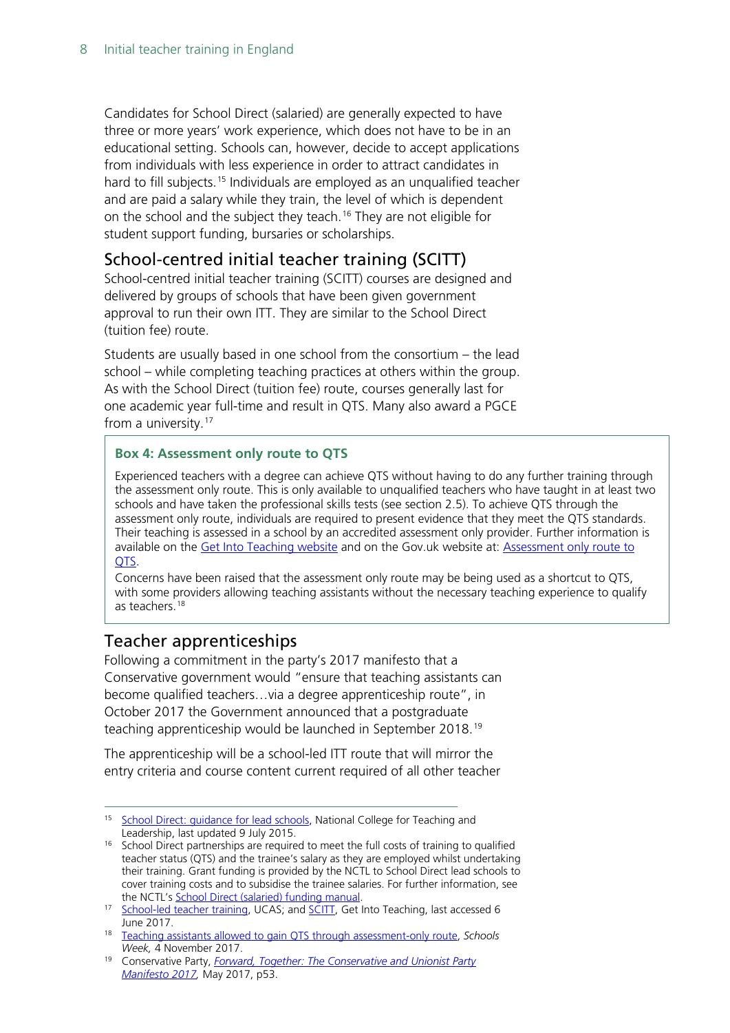Candidates for School Direct (salaried) are generally expected to have three or more years' work experience, which does not have to be in an educational setting. Schools can, however, decide to accept applications from individuals with less experience in order to attract candidates in hard to fill subjects.[15] Individuals are employed as an unqualified teacher and are paid a salary while they train, the level of which is dependent on the school and the subject they teach.[16] They are not eligible for student support funding, bursaries or scholarships.

## School-centred initial teacher training (SCITT)

School-centred initial teacher training (SCITT) courses are designed and delivered by groups of schools that have been given government approval to run their own ITT. They are similar to the School Direct (tuition fee) route.

Students are usually based in one school from the consortium – the lead school – while completing teaching practices at others within the group. As with the School Direct (tuition fee) route, courses generally last for one academic year full-time and result in QTS. Many also award a PGCE from a university.[17]

> **Box 4: Assessment only route to QTS**
>
> Experienced teachers with a degree can achieve QTS without having to do any further training through the assessment only route. This is only available to unqualified teachers who have taught in at least two schools and have taken the professional skills tests (see section 2.5). To achieve QTS through the assessment only route, individuals are required to present evidence that they meet the QTS standards. Their teaching is assessed in a school by an accredited assessment only provider. Further information is available on the Get Into Teaching website and on the Gov.uk website at: Assessment only route to QTS.
>
> Concerns have been raised that the assessment only route may be being used as a shortcut to QTS, with some providers allowing teaching assistants without the necessary teaching experience to qualify as teachers.[18]

## Teacher apprenticeships

Following a commitment in the party's 2017 manifesto that a Conservative government would "ensure that teaching assistants can become qualified teachers…via a degree apprenticeship route", in October 2017 the Government announced that a postgraduate teaching apprenticeship would be launched in September 2018.[19]

The apprenticeship will be a school-led ITT route that will mirror the entry criteria and course content current required of all other teacher

---

[15] School Direct: guidance for lead schools, National College for Teaching and Leadership, last updated 9 July 2015.

[16] School Direct partnerships are required to meet the full costs of training to qualified teacher status (QTS) and the trainee's salary as they are employed whilst undertaking their training. Grant funding is provided by the NCTL to School Direct lead schools to cover training costs and to subsidise the trainee salaries. For further information, see the NCTL's School Direct (salaried) funding manual.

[17] School-led teacher training, UCAS; and SCITT, Get Into Teaching, last accessed 6 June 2017.

[18] Teaching assistants allowed to gain QTS through assessment-only route, *Schools Week,* 4 November 2017.

[19] Conservative Party, *Forward, Together: The Conservative and Unionist Party Manifesto 2017,* May 2017, p53.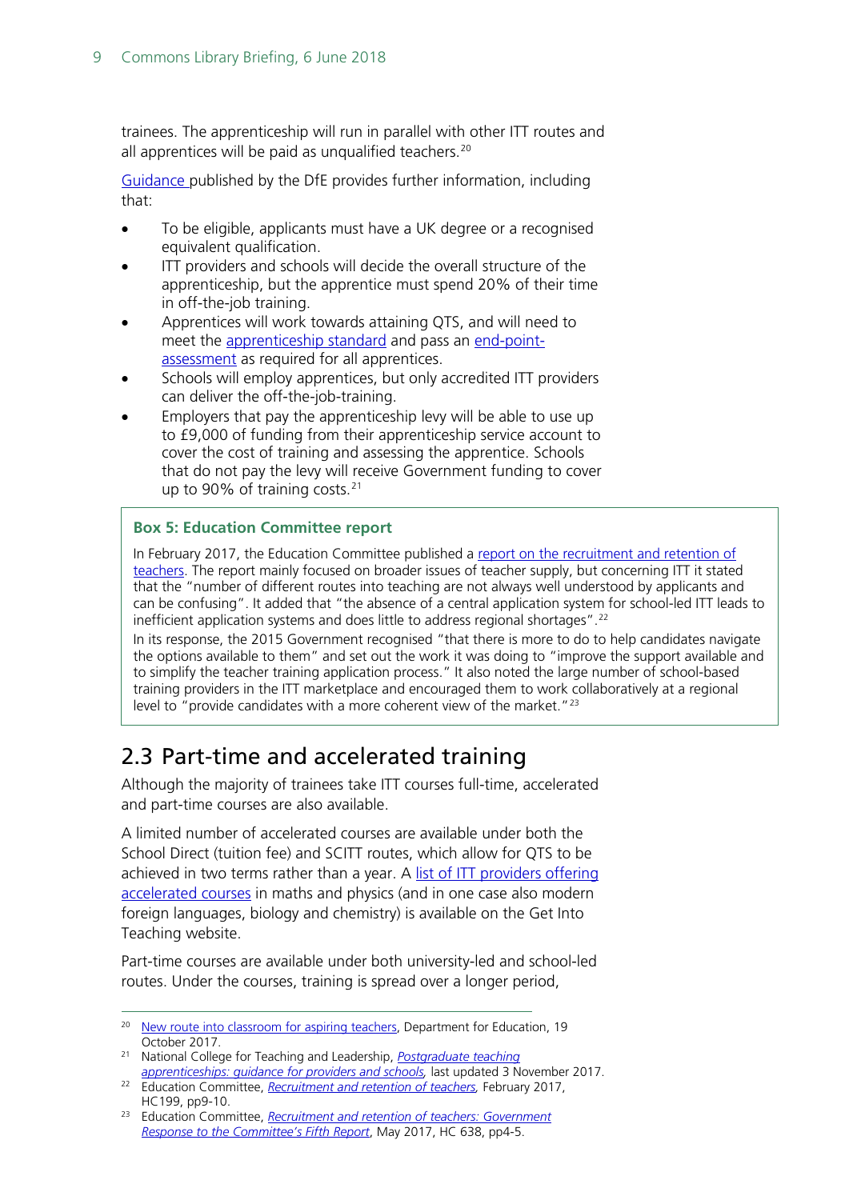trainees. The apprenticeship will run in parallel with other ITT routes and all apprentices will be paid as unqualified teachers.[20]

Guidance published by the DfE provides further information, including that:

- To be eligible, applicants must have a UK degree or a recognised equivalent qualification.
- ITT providers and schools will decide the overall structure of the apprenticeship, but the apprentice must spend 20% of their time in off-the-job training.
- Apprentices will work towards attaining QTS, and will need to meet the apprenticeship standard and pass an end-point-assessment as required for all apprentices.
- Schools will employ apprentices, but only accredited ITT providers can deliver the off-the-job-training.
- Employers that pay the apprenticeship levy will be able to use up to £9,000 of funding from their apprenticeship service account to cover the cost of training and assessing the apprentice. Schools that do not pay the levy will receive Government funding to cover up to 90% of training costs.[21]

> **Box 5: Education Committee report**
>
> In February 2017, the Education Committee published a report on the recruitment and retention of teachers. The report mainly focused on broader issues of teacher supply, but concerning ITT it stated that the "number of different routes into teaching are not always well understood by applicants and can be confusing". It added that "the absence of a central application system for school-led ITT leads to inefficient application systems and does little to address regional shortages".[22]
>
> In its response, the 2015 Government recognised "that there is more to do to help candidates navigate the options available to them" and set out the work it was doing to "improve the support available and to simplify the teacher training application process." It also noted the large number of school-based training providers in the ITT marketplace and encouraged them to work collaboratively at a regional level to "provide candidates with a more coherent view of the market."[23]

## 2.3 Part-time and accelerated training

Although the majority of trainees take ITT courses full-time, accelerated and part-time courses are also available.

A limited number of accelerated courses are available under both the School Direct (tuition fee) and SCITT routes, which allow for QTS to be achieved in two terms rather than a year. A list of ITT providers offering accelerated courses in maths and physics (and in one case also modern foreign languages, biology and chemistry) is available on the Get Into Teaching website.

Part-time courses are available under both university-led and school-led routes. Under the courses, training is spread over a longer period,

---

[20] New route into classroom for aspiring teachers, Department for Education, 19 October 2017.

[21] National College for Teaching and Leadership, *Postgraduate teaching apprenticeships: guidance for providers and schools*, last updated 3 November 2017.

[22] Education Committee, *Recruitment and retention of teachers*, February 2017, HC199, pp9-10.

[23] Education Committee, *Recruitment and retention of teachers: Government Response to the Committee's Fifth Report*, May 2017, HC 638, pp4-5.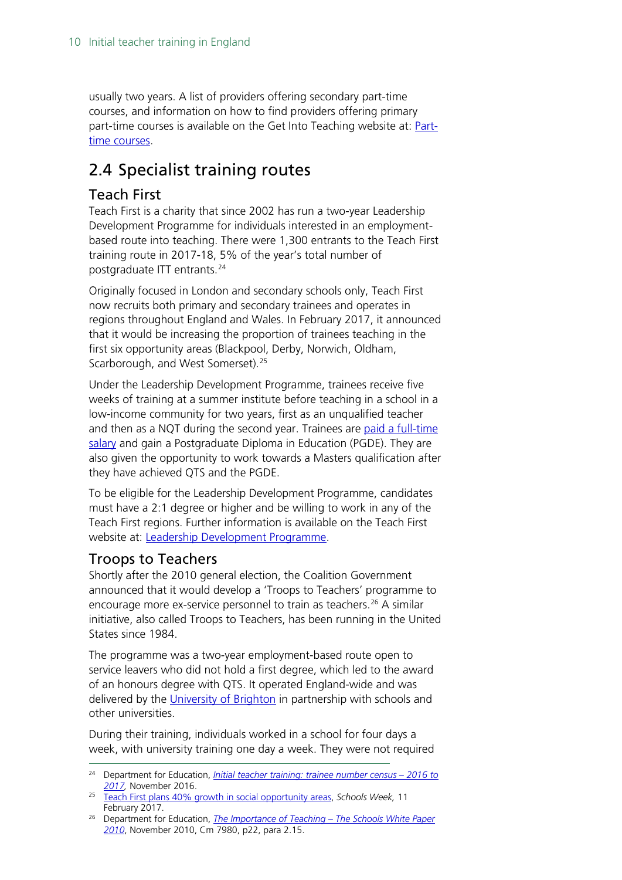usually two years. A list of providers offering secondary part-time courses, and information on how to find providers offering primary part-time courses is available on the Get Into Teaching website at: [Part-time courses](#).

## 2.4 Specialist training routes

### Teach First

Teach First is a charity that since 2002 has run a two-year Leadership Development Programme for individuals interested in an employment-based route into teaching. There were 1,300 entrants to the Teach First training route in 2017-18, 5% of the year's total number of postgraduate ITT entrants.[24]

Originally focused in London and secondary schools only, Teach First now recruits both primary and secondary trainees and operates in regions throughout England and Wales. In February 2017, it announced that it would be increasing the proportion of trainees teaching in the first six opportunity areas (Blackpool, Derby, Norwich, Oldham, Scarborough, and West Somerset).[25]

Under the Leadership Development Programme, trainees receive five weeks of training at a summer institute before teaching in a school in a low-income community for two years, first as an unqualified teacher and then as a NQT during the second year. Trainees are [paid a full-time salary](#) and gain a Postgraduate Diploma in Education (PGDE). They are also given the opportunity to work towards a Masters qualification after they have achieved QTS and the PGDE.

To be eligible for the Leadership Development Programme, candidates must have a 2:1 degree or higher and be willing to work in any of the Teach First regions. Further information is available on the Teach First website at: [Leadership Development Programme](#).

### Troops to Teachers

Shortly after the 2010 general election, the Coalition Government announced that it would develop a 'Troops to Teachers' programme to encourage more ex-service personnel to train as teachers.[26] A similar initiative, also called Troops to Teachers, has been running in the United States since 1984.

The programme was a two-year employment-based route open to service leavers who did not hold a first degree, which led to the award of an honours degree with QTS. It operated England-wide and was delivered by the [University of Brighton](#) in partnership with schools and other universities.

During their training, individuals worked in a school for four days a week, with university training one day a week. They were not required

---

[24] Department for Education, *[Initial teacher training: trainee number census – 2016 to 2017](#)*, November 2016.

[25] [Teach First plans 40% growth in social opportunity areas](#), *Schools Week*, 11 February 2017.

[26] Department for Education, *[The Importance of Teaching – The Schools White Paper 2010](#)*, November 2010, Cm 7980, p22, para 2.15.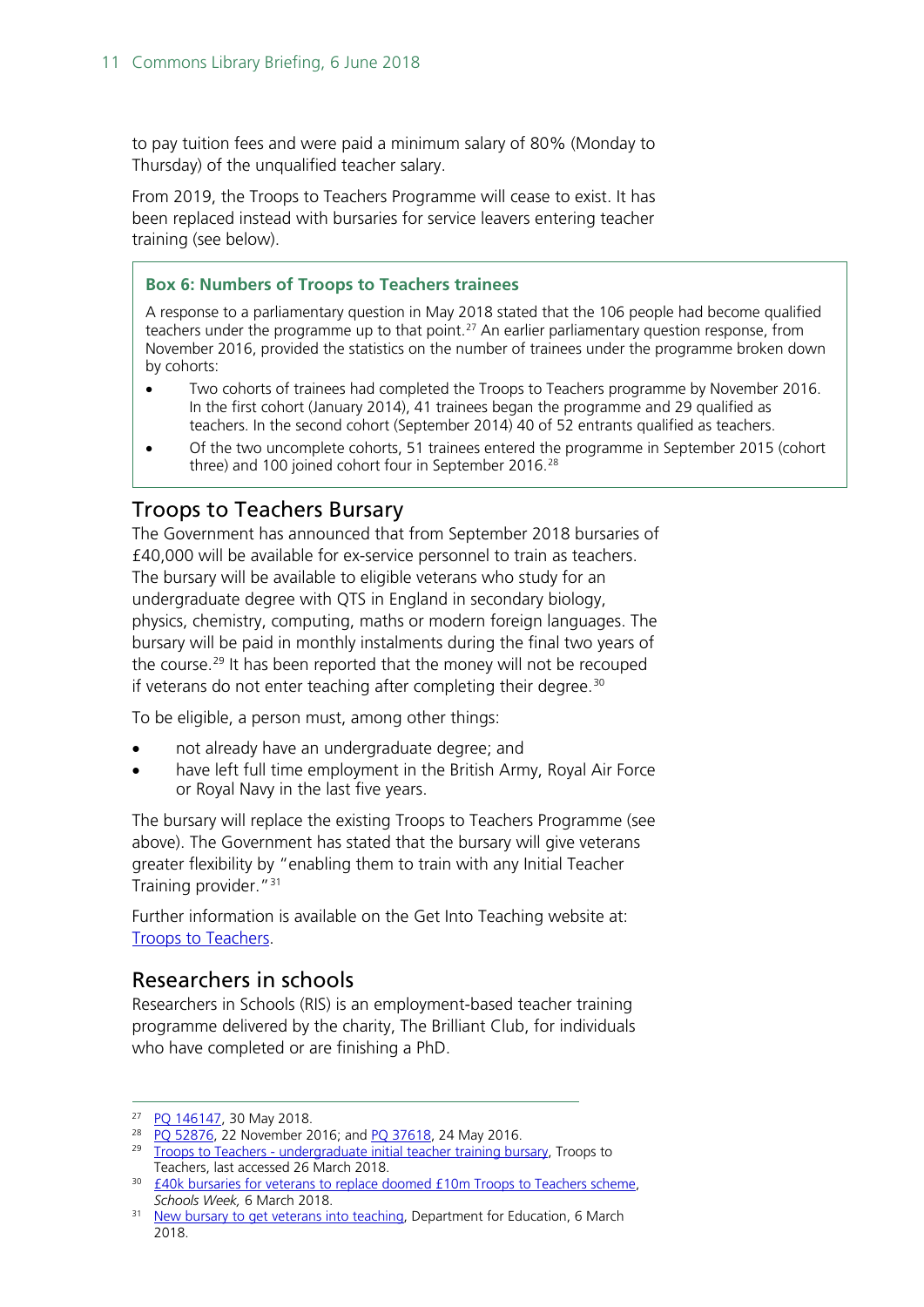to pay tuition fees and were paid a minimum salary of 80% (Monday to Thursday) of the unqualified teacher salary.

From 2019, the Troops to Teachers Programme will cease to exist. It has been replaced instead with bursaries for service leavers entering teacher training (see below).

> **Box 6: Numbers of Troops to Teachers trainees**
>
> A response to a parliamentary question in May 2018 stated that the 106 people had become qualified teachers under the programme up to that point.[27] An earlier parliamentary question response, from November 2016, provided the statistics on the number of trainees under the programme broken down by cohorts:
>
> - Two cohorts of trainees had completed the Troops to Teachers programme by November 2016. In the first cohort (January 2014), 41 trainees began the programme and 29 qualified as teachers. In the second cohort (September 2014) 40 of 52 entrants qualified as teachers.
> - Of the two uncomplete cohorts, 51 trainees entered the programme in September 2015 (cohort three) and 100 joined cohort four in September 2016.[28]

## Troops to Teachers Bursary

The Government has announced that from September 2018 bursaries of £40,000 will be available for ex-service personnel to train as teachers. The bursary will be available to eligible veterans who study for an undergraduate degree with QTS in England in secondary biology, physics, chemistry, computing, maths or modern foreign languages. The bursary will be paid in monthly instalments during the final two years of the course.[29] It has been reported that the money will not be recouped if veterans do not enter teaching after completing their degree.[30]

To be eligible, a person must, among other things:

- not already have an undergraduate degree; and
- have left full time employment in the British Army, Royal Air Force or Royal Navy in the last five years.

The bursary will replace the existing Troops to Teachers Programme (see above). The Government has stated that the bursary will give veterans greater flexibility by "enabling them to train with any Initial Teacher Training provider."[31]

Further information is available on the Get Into Teaching website at: Troops to Teachers.

## Researchers in schools

Researchers in Schools (RIS) is an employment-based teacher training programme delivered by the charity, The Brilliant Club, for individuals who have completed or are finishing a PhD.

---

[27] PQ 146147, 30 May 2018.

[28] PQ 52876, 22 November 2016; and PQ 37618, 24 May 2016.

[29] Troops to Teachers - undergraduate initial teacher training bursary, Troops to Teachers, last accessed 26 March 2018.

[30] £40k bursaries for veterans to replace doomed £10m Troops to Teachers scheme, *Schools Week,* 6 March 2018.

[31] New bursary to get veterans into teaching, Department for Education, 6 March 2018.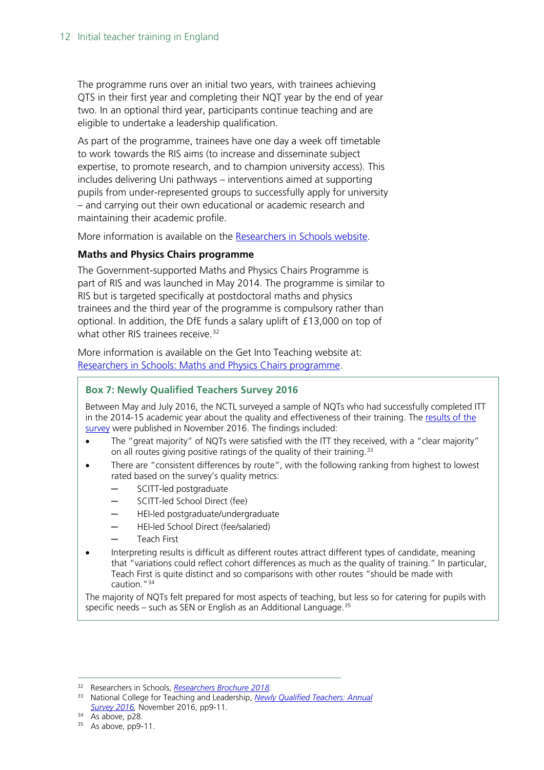The programme runs over an initial two years, with trainees achieving QTS in their first year and completing their NQT year by the end of year two. In an optional third year, participants continue teaching and are eligible to undertake a leadership qualification.

As part of the programme, trainees have one day a week off timetable to work towards the RIS aims (to increase and disseminate subject expertise, to promote research, and to champion university access). This includes delivering Uni pathways – interventions aimed at supporting pupils from under-represented groups to successfully apply for university – and carrying out their own educational or academic research and maintaining their academic profile.

More information is available on the Researchers in Schools website.

**Maths and Physics Chairs programme**

The Government-supported Maths and Physics Chairs Programme is part of RIS and was launched in May 2014. The programme is similar to RIS but is targeted specifically at postdoctoral maths and physics trainees and the third year of the programme is compulsory rather than optional. In addition, the DfE funds a salary uplift of £13,000 on top of what other RIS trainees receive.[32]

More information is available on the Get Into Teaching website at: Researchers in Schools: Maths and Physics Chairs programme.

**Box 7: Newly Qualified Teachers Survey 2016**

Between May and July 2016, the NCTL surveyed a sample of NQTs who had successfully completed ITT in the 2014-15 academic year about the quality and effectiveness of their training. The results of the survey were published in November 2016. The findings included:

- The "great majority" of NQTs were satisfied with the ITT they received, with a "clear majority" on all routes giving positive ratings of the quality of their training.[33]
- There are "consistent differences by route", with the following ranking from highest to lowest rated based on the survey's quality metrics:
  - SCITT-led postgraduate
  - SCITT-led School Direct (fee)
  - HEI-led postgraduate/undergraduate
  - HEI-led School Direct (fee/salaried)
  - Teach First
- Interpreting results is difficult as different routes attract different types of candidate, meaning that "variations could reflect cohort differences as much as the quality of training." In particular, Teach First is quite distinct and so comparisons with other routes "should be made with caution."[34]

The majority of NQTs felt prepared for most aspects of teaching, but less so for catering for pupils with specific needs – such as SEN or English as an Additional Language.[35]

[32] Researchers in Schools, *Researchers Brochure 2018*.

[33] National College for Teaching and Leadership, *Newly Qualified Teachers: Annual Survey 2016*, November 2016, pp9-11.

[34] As above, p28.

[35] As above, pp9-11.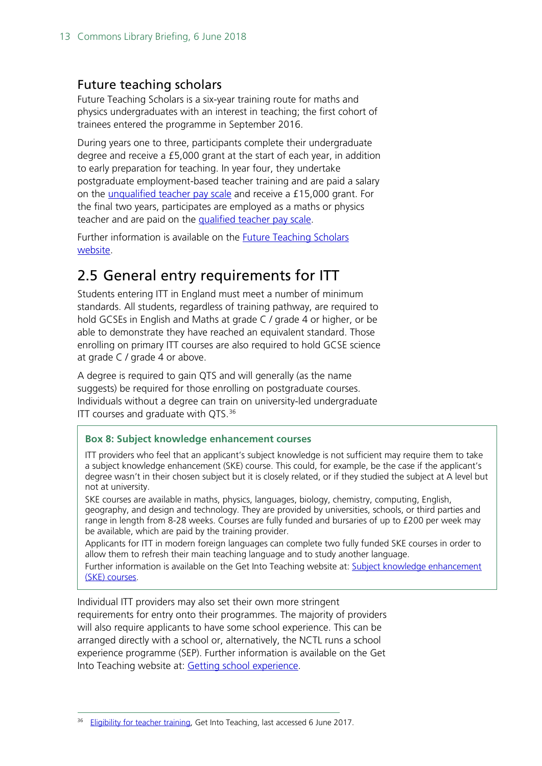### Future teaching scholars

Future Teaching Scholars is a six-year training route for maths and physics undergraduates with an interest in teaching; the first cohort of trainees entered the programme in September 2016.

During years one to three, participants complete their undergraduate degree and receive a £5,000 grant at the start of each year, in addition to early preparation for teaching. In year four, they undertake postgraduate employment-based teacher training and are paid a salary on the unqualified teacher pay scale and receive a £15,000 grant. For the final two years, participates are employed as a maths or physics teacher and are paid on the qualified teacher pay scale.

Further information is available on the Future Teaching Scholars website.

## 2.5 General entry requirements for ITT

Students entering ITT in England must meet a number of minimum standards. All students, regardless of training pathway, are required to hold GCSEs in English and Maths at grade C / grade 4 or higher, or be able to demonstrate they have reached an equivalent standard. Those enrolling on primary ITT courses are also required to hold GCSE science at grade C / grade 4 or above.

A degree is required to gain QTS and will generally (as the name suggests) be required for those enrolling on postgraduate courses. Individuals without a degree can train on university-led undergraduate ITT courses and graduate with QTS.[36]

> **Box 8: Subject knowledge enhancement courses**
>
> ITT providers who feel that an applicant's subject knowledge is not sufficient may require them to take a subject knowledge enhancement (SKE) course. This could, for example, be the case if the applicant's degree wasn't in their chosen subject but it is closely related, or if they studied the subject at A level but not at university.
>
> SKE courses are available in maths, physics, languages, biology, chemistry, computing, English, geography, and design and technology. They are provided by universities, schools, or third parties and range in length from 8-28 weeks. Courses are fully funded and bursaries of up to £200 per week may be available, which are paid by the training provider.
>
> Applicants for ITT in modern foreign languages can complete two fully funded SKE courses in order to allow them to refresh their main teaching language and to study another language.
>
> Further information is available on the Get Into Teaching website at: Subject knowledge enhancement (SKE) courses.

Individual ITT providers may also set their own more stringent requirements for entry onto their programmes. The majority of providers will also require applicants to have some school experience. This can be arranged directly with a school or, alternatively, the NCTL runs a school experience programme (SEP). Further information is available on the Get Into Teaching website at: Getting school experience.

---

[36] Eligibility for teacher training, Get Into Teaching, last accessed 6 June 2017.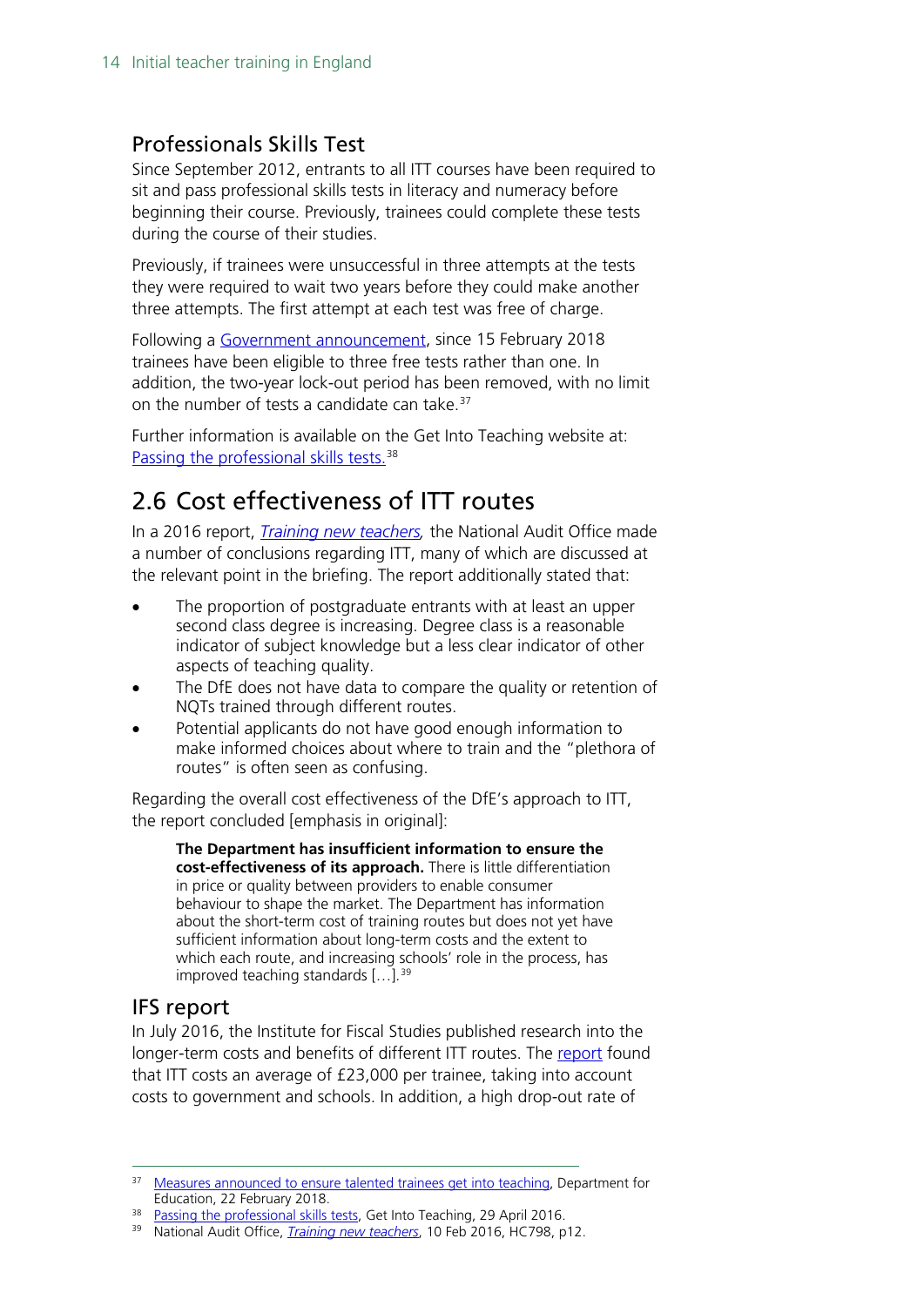### Professionals Skills Test

Since September 2012, entrants to all ITT courses have been required to sit and pass professional skills tests in literacy and numeracy before beginning their course. Previously, trainees could complete these tests during the course of their studies.

Previously, if trainees were unsuccessful in three attempts at the tests they were required to wait two years before they could make another three attempts. The first attempt at each test was free of charge.

Following a Government announcement, since 15 February 2018 trainees have been eligible to three free tests rather than one. In addition, the two-year lock-out period has been removed, with no limit on the number of tests a candidate can take.[37]

Further information is available on the Get Into Teaching website at: Passing the professional skills tests.[38]

## 2.6 Cost effectiveness of ITT routes

In a 2016 report, *Training new teachers*, the National Audit Office made a number of conclusions regarding ITT, many of which are discussed at the relevant point in the briefing. The report additionally stated that:

- The proportion of postgraduate entrants with at least an upper second class degree is increasing. Degree class is a reasonable indicator of subject knowledge but a less clear indicator of other aspects of teaching quality.
- The DfE does not have data to compare the quality or retention of NQTs trained through different routes.
- Potential applicants do not have good enough information to make informed choices about where to train and the "plethora of routes" is often seen as confusing.

Regarding the overall cost effectiveness of the DfE's approach to ITT, the report concluded [emphasis in original]:

> **The Department has insufficient information to ensure the cost-effectiveness of its approach.** There is little differentiation in price or quality between providers to enable consumer behaviour to shape the market. The Department has information about the short-term cost of training routes but does not yet have sufficient information about long-term costs and the extent to which each route, and increasing schools' role in the process, has improved teaching standards […].[39]

### IFS report

In July 2016, the Institute for Fiscal Studies published research into the longer-term costs and benefits of different ITT routes. The report found that ITT costs an average of £23,000 per trainee, taking into account costs to government and schools. In addition, a high drop-out rate of

---

[37] Measures announced to ensure talented trainees get into teaching, Department for Education, 22 February 2018.

[38] Passing the professional skills tests, Get Into Teaching, 29 April 2016.

[39] National Audit Office, *Training new teachers*, 10 Feb 2016, HC798, p12.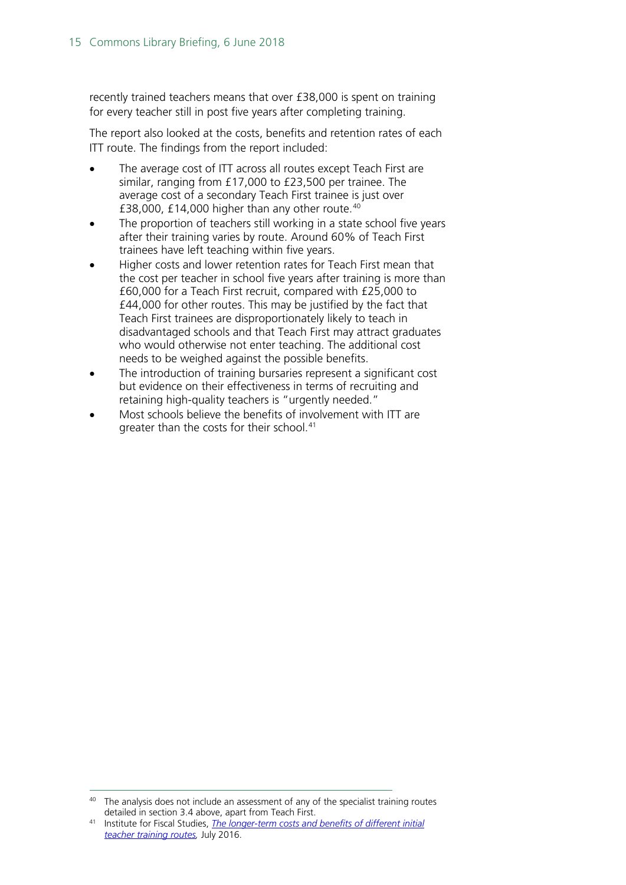recently trained teachers means that over £38,000 is spent on training for every teacher still in post five years after completing training.

The report also looked at the costs, benefits and retention rates of each ITT route. The findings from the report included:

- The average cost of ITT across all routes except Teach First are similar, ranging from £17,000 to £23,500 per trainee. The average cost of a secondary Teach First trainee is just over £38,000, £14,000 higher than any other route.[40]
- The proportion of teachers still working in a state school five years after their training varies by route. Around 60% of Teach First trainees have left teaching within five years.
- Higher costs and lower retention rates for Teach First mean that the cost per teacher in school five years after training is more than £60,000 for a Teach First recruit, compared with £25,000 to £44,000 for other routes. This may be justified by the fact that Teach First trainees are disproportionately likely to teach in disadvantaged schools and that Teach First may attract graduates who would otherwise not enter teaching. The additional cost needs to be weighed against the possible benefits.
- The introduction of training bursaries represent a significant cost but evidence on their effectiveness in terms of recruiting and retaining high-quality teachers is "urgently needed."
- Most schools believe the benefits of involvement with ITT are greater than the costs for their school.[41]

---

[40] The analysis does not include an assessment of any of the specialist training routes detailed in section 3.4 above, apart from Teach First.

[41] Institute for Fiscal Studies, *[The longer-term costs and benefits of different initial teacher training routes](#)*, July 2016.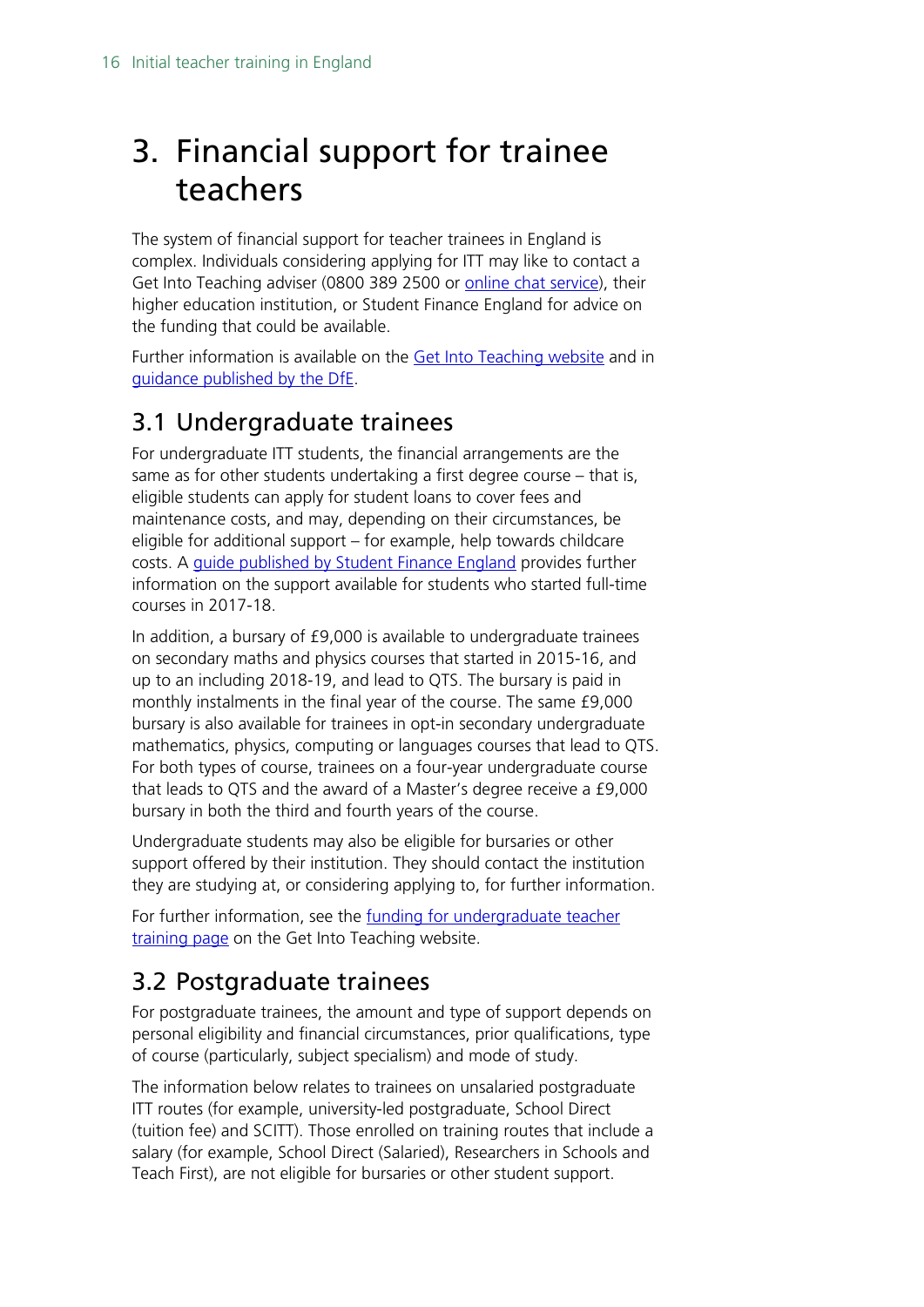# 3. Financial support for trainee teachers

The system of financial support for teacher trainees in England is complex. Individuals considering applying for ITT may like to contact a Get Into Teaching adviser (0800 389 2500 or online chat service), their higher education institution, or Student Finance England for advice on the funding that could be available.

Further information is available on the Get Into Teaching website and in guidance published by the DfE.

## 3.1 Undergraduate trainees

For undergraduate ITT students, the financial arrangements are the same as for other students undertaking a first degree course – that is, eligible students can apply for student loans to cover fees and maintenance costs, and may, depending on their circumstances, be eligible for additional support – for example, help towards childcare costs. A guide published by Student Finance England provides further information on the support available for students who started full-time courses in 2017-18.

In addition, a bursary of £9,000 is available to undergraduate trainees on secondary maths and physics courses that started in 2015-16, and up to an including 2018-19, and lead to QTS. The bursary is paid in monthly instalments in the final year of the course. The same £9,000 bursary is also available for trainees in opt-in secondary undergraduate mathematics, physics, computing or languages courses that lead to QTS. For both types of course, trainees on a four-year undergraduate course that leads to QTS and the award of a Master's degree receive a £9,000 bursary in both the third and fourth years of the course.

Undergraduate students may also be eligible for bursaries or other support offered by their institution. They should contact the institution they are studying at, or considering applying to, for further information.

For further information, see the funding for undergraduate teacher training page on the Get Into Teaching website.

## 3.2 Postgraduate trainees

For postgraduate trainees, the amount and type of support depends on personal eligibility and financial circumstances, prior qualifications, type of course (particularly, subject specialism) and mode of study.

The information below relates to trainees on unsalaried postgraduate ITT routes (for example, university-led postgraduate, School Direct (tuition fee) and SCITT). Those enrolled on training routes that include a salary (for example, School Direct (Salaried), Researchers in Schools and Teach First), are not eligible for bursaries or other student support.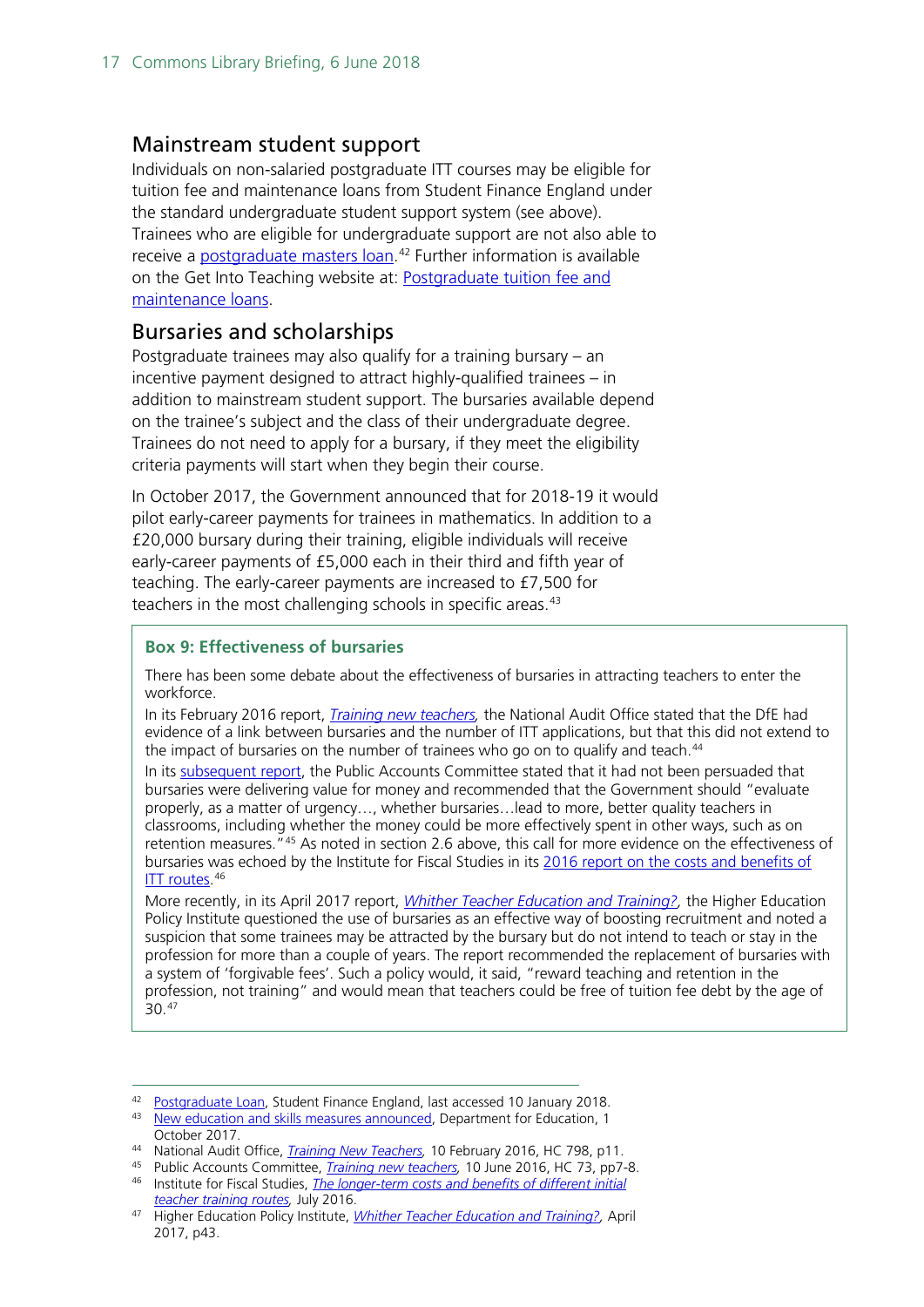## Mainstream student support

Individuals on non-salaried postgraduate ITT courses may be eligible for tuition fee and maintenance loans from Student Finance England under the standard undergraduate student support system (see above). Trainees who are eligible for undergraduate support are not also able to receive a postgraduate masters loan.[42] Further information is available on the Get Into Teaching website at: Postgraduate tuition fee and maintenance loans.

## Bursaries and scholarships

Postgraduate trainees may also qualify for a training bursary – an incentive payment designed to attract highly-qualified trainees – in addition to mainstream student support. The bursaries available depend on the trainee's subject and the class of their undergraduate degree. Trainees do not need to apply for a bursary, if they meet the eligibility criteria payments will start when they begin their course.

In October 2017, the Government announced that for 2018-19 it would pilot early-career payments for trainees in mathematics. In addition to a £20,000 bursary during their training, eligible individuals will receive early-career payments of £5,000 each in their third and fifth year of teaching. The early-career payments are increased to £7,500 for teachers in the most challenging schools in specific areas.[43]

> **Box 9: Effectiveness of bursaries**
>
> There has been some debate about the effectiveness of bursaries in attracting teachers to enter the workforce.
>
> In its February 2016 report, *Training new teachers,* the National Audit Office stated that the DfE had evidence of a link between bursaries and the number of ITT applications, but that this did not extend to the impact of bursaries on the number of trainees who go on to qualify and teach.[44]
>
> In its subsequent report, the Public Accounts Committee stated that it had not been persuaded that bursaries were delivering value for money and recommended that the Government should "evaluate properly, as a matter of urgency…, whether bursaries…lead to more, better quality teachers in classrooms, including whether the money could be more effectively spent in other ways, such as on retention measures."[45] As noted in section 2.6 above, this call for more evidence on the effectiveness of bursaries was echoed by the Institute for Fiscal Studies in its 2016 report on the costs and benefits of ITT routes.[46]
>
> More recently, in its April 2017 report, *Whither Teacher Education and Training?,* the Higher Education Policy Institute questioned the use of bursaries as an effective way of boosting recruitment and noted a suspicion that some trainees may be attracted by the bursary but do not intend to teach or stay in the profession for more than a couple of years. The report recommended the replacement of bursaries with a system of 'forgivable fees'. Such a policy would, it said, "reward teaching and retention in the profession, not training" and would mean that teachers could be free of tuition fee debt by the age of 30.[47]

---

[42] Postgraduate Loan, Student Finance England, last accessed 10 January 2018.

[43] New education and skills measures announced, Department for Education, 1 October 2017.

[44] National Audit Office, *Training New Teachers,* 10 February 2016, HC 798, p11.

[45] Public Accounts Committee, *Training new teachers,* 10 June 2016, HC 73, pp7-8.

[46] Institute for Fiscal Studies, *The longer-term costs and benefits of different initial teacher training routes,* July 2016.

[47] Higher Education Policy Institute, *Whither Teacher Education and Training?,* April 2017, p43.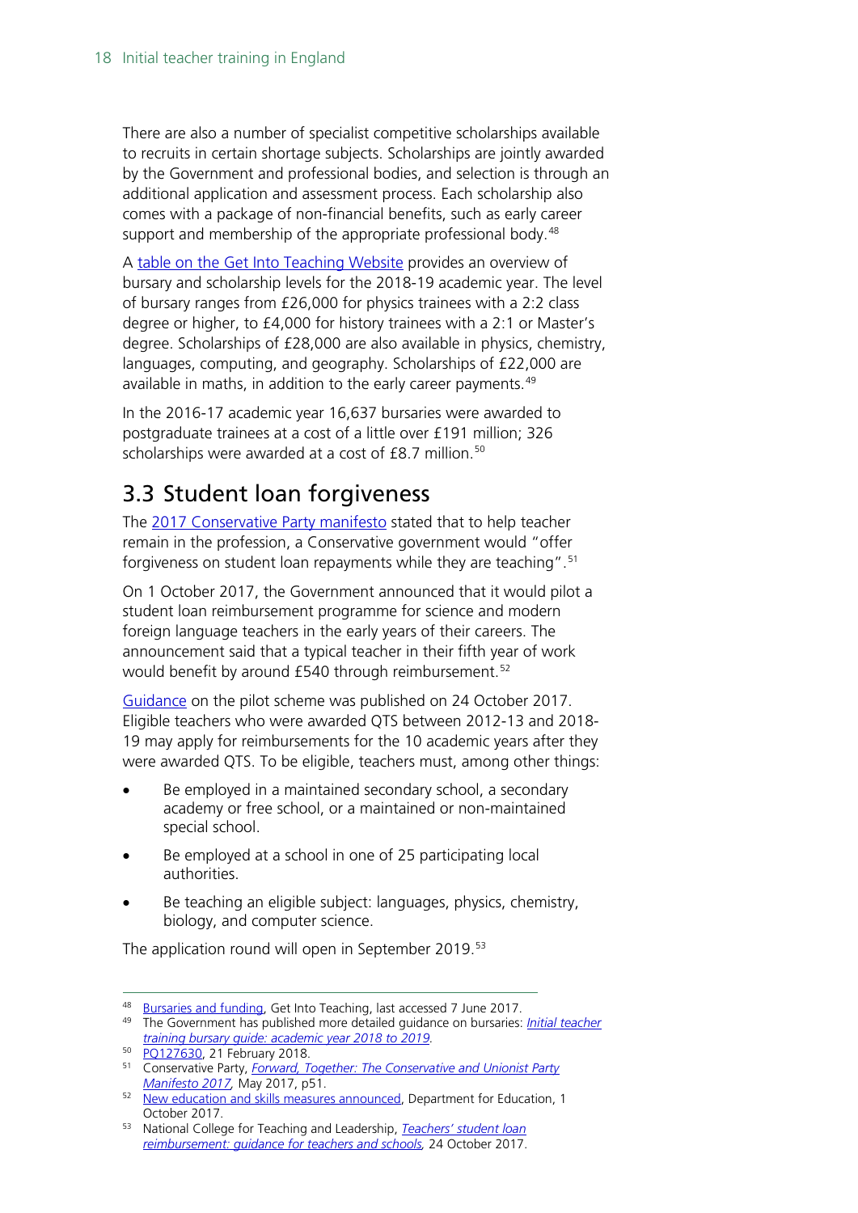There are also a number of specialist competitive scholarships available to recruits in certain shortage subjects. Scholarships are jointly awarded by the Government and professional bodies, and selection is through an additional application and assessment process. Each scholarship also comes with a package of non-financial benefits, such as early career support and membership of the appropriate professional body.[48]

A table on the Get Into Teaching Website provides an overview of bursary and scholarship levels for the 2018-19 academic year. The level of bursary ranges from £26,000 for physics trainees with a 2:2 class degree or higher, to £4,000 for history trainees with a 2:1 or Master's degree. Scholarships of £28,000 are also available in physics, chemistry, languages, computing, and geography. Scholarships of £22,000 are available in maths, in addition to the early career payments.[49]

In the 2016-17 academic year 16,637 bursaries were awarded to postgraduate trainees at a cost of a little over £191 million; 326 scholarships were awarded at a cost of £8.7 million.[50]

## 3.3 Student loan forgiveness

The 2017 Conservative Party manifesto stated that to help teacher remain in the profession, a Conservative government would "offer forgiveness on student loan repayments while they are teaching".[51]

On 1 October 2017, the Government announced that it would pilot a student loan reimbursement programme for science and modern foreign language teachers in the early years of their careers. The announcement said that a typical teacher in their fifth year of work would benefit by around £540 through reimbursement.[52]

Guidance on the pilot scheme was published on 24 October 2017. Eligible teachers who were awarded QTS between 2012-13 and 2018-19 may apply for reimbursements for the 10 academic years after they were awarded QTS. To be eligible, teachers must, among other things:

- Be employed in a maintained secondary school, a secondary academy or free school, or a maintained or non-maintained special school.
- Be employed at a school in one of 25 participating local authorities.
- Be teaching an eligible subject: languages, physics, chemistry, biology, and computer science.

The application round will open in September 2019.[53]

---

[48] Bursaries and funding, Get Into Teaching, last accessed 7 June 2017.

[49] The Government has published more detailed guidance on bursaries: *Initial teacher training bursary guide: academic year 2018 to 2019*.

[50] PQ127630, 21 February 2018.

[51] Conservative Party, *Forward, Together: The Conservative and Unionist Party Manifesto 2017*, May 2017, p51.

[52] New education and skills measures announced, Department for Education, 1 October 2017.

[53] National College for Teaching and Leadership, *Teachers' student loan reimbursement: guidance for teachers and schools*, 24 October 2017.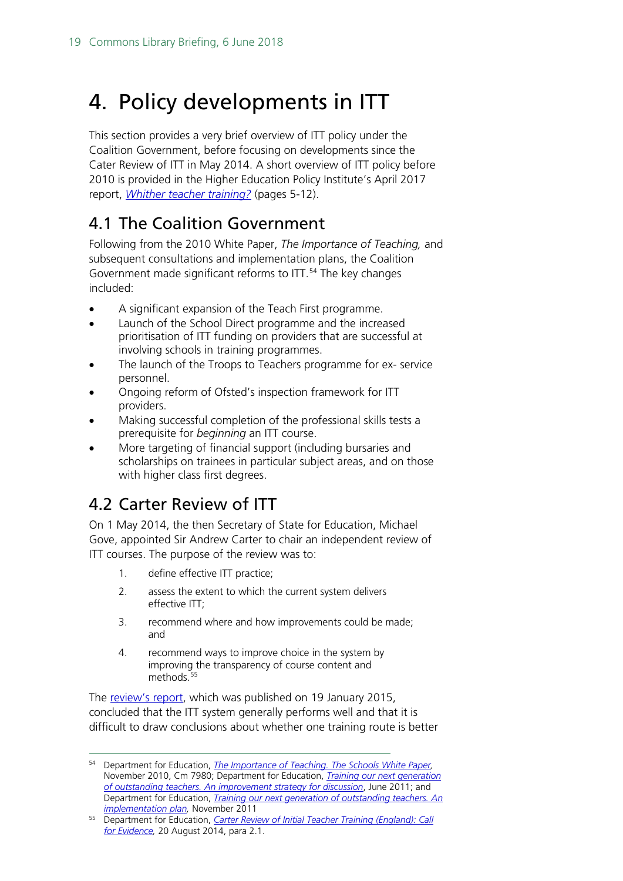# 4. Policy developments in ITT

This section provides a very brief overview of ITT policy under the Coalition Government, before focusing on developments since the Cater Review of ITT in May 2014. A short overview of ITT policy before 2010 is provided in the Higher Education Policy Institute's April 2017 report, *Whither teacher training?* (pages 5-12).

## 4.1 The Coalition Government

Following from the 2010 White Paper, *The Importance of Teaching,* and subsequent consultations and implementation plans, the Coalition Government made significant reforms to ITT.[54] The key changes included:

- A significant expansion of the Teach First programme.
- Launch of the School Direct programme and the increased prioritisation of ITT funding on providers that are successful at involving schools in training programmes.
- The launch of the Troops to Teachers programme for ex- service personnel.
- Ongoing reform of Ofsted's inspection framework for ITT providers.
- Making successful completion of the professional skills tests a prerequisite for *beginning* an ITT course.
- More targeting of financial support (including bursaries and scholarships on trainees in particular subject areas, and on those with higher class first degrees.

## 4.2 Carter Review of ITT

On 1 May 2014, the then Secretary of State for Education, Michael Gove, appointed Sir Andrew Carter to chair an independent review of ITT courses. The purpose of the review was to:

1. define effective ITT practice;
2. assess the extent to which the current system delivers effective ITT;
3. recommend where and how improvements could be made; and
4. recommend ways to improve choice in the system by improving the transparency of course content and methods.[55]

The review's report, which was published on 19 January 2015, concluded that the ITT system generally performs well and that it is difficult to draw conclusions about whether one training route is better

---

[54] Department for Education, *The Importance of Teaching. The Schools White Paper,* November 2010, Cm 7980; Department for Education, *Training our next generation of outstanding teachers. An improvement strategy for discussion*, June 2011; and Department for Education, *Training our next generation of outstanding teachers. An implementation plan,* November 2011

[55] Department for Education, *Carter Review of Initial Teacher Training (England): Call for Evidence,* 20 August 2014, para 2.1.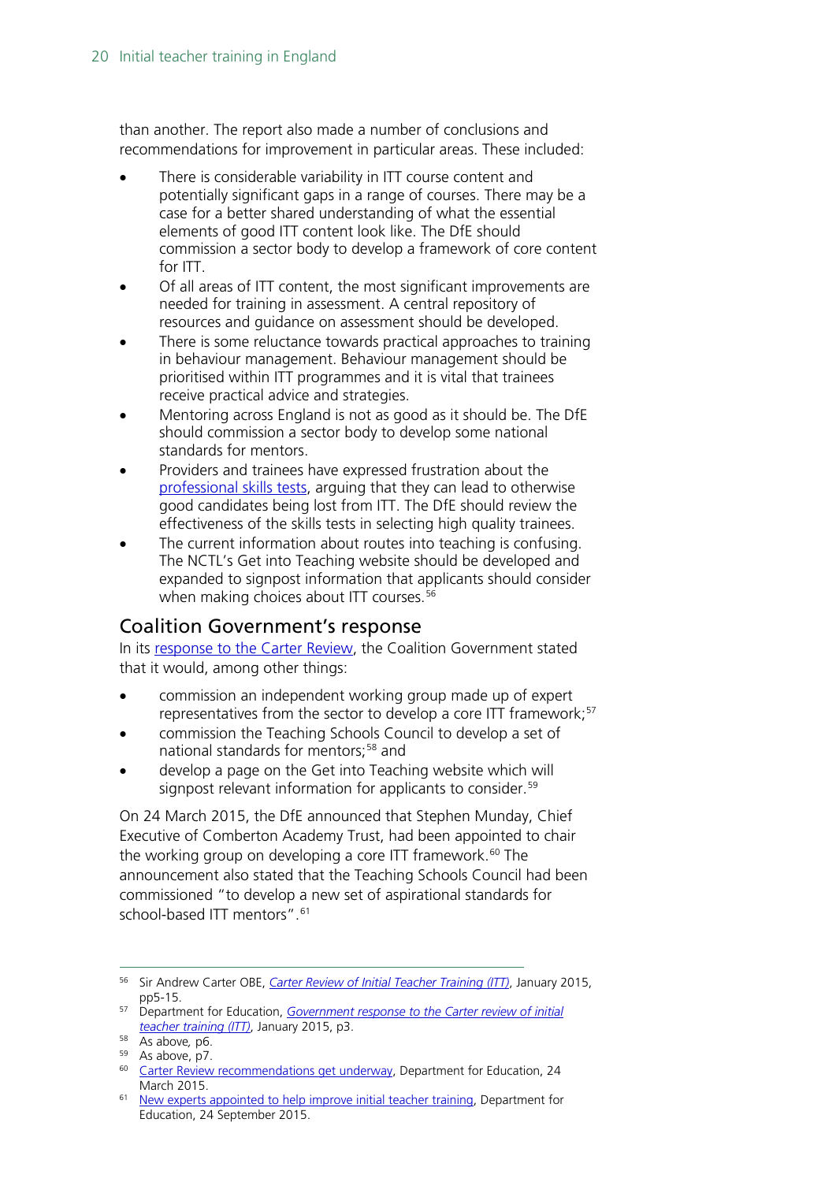than another. The report also made a number of conclusions and recommendations for improvement in particular areas. These included:

- There is considerable variability in ITT course content and potentially significant gaps in a range of courses. There may be a case for a better shared understanding of what the essential elements of good ITT content look like. The DfE should commission a sector body to develop a framework of core content for ITT.
- Of all areas of ITT content, the most significant improvements are needed for training in assessment. A central repository of resources and guidance on assessment should be developed.
- There is some reluctance towards practical approaches to training in behaviour management. Behaviour management should be prioritised within ITT programmes and it is vital that trainees receive practical advice and strategies.
- Mentoring across England is not as good as it should be. The DfE should commission a sector body to develop some national standards for mentors.
- Providers and trainees have expressed frustration about the professional skills tests, arguing that they can lead to otherwise good candidates being lost from ITT. The DfE should review the effectiveness of the skills tests in selecting high quality trainees.
- The current information about routes into teaching is confusing. The NCTL's Get into Teaching website should be developed and expanded to signpost information that applicants should consider when making choices about ITT courses.[56]

## Coalition Government's response

In its response to the Carter Review, the Coalition Government stated that it would, among other things:

- commission an independent working group made up of expert representatives from the sector to develop a core ITT framework;[57]
- commission the Teaching Schools Council to develop a set of national standards for mentors;[58] and
- develop a page on the Get into Teaching website which will signpost relevant information for applicants to consider.[59]

On 24 March 2015, the DfE announced that Stephen Munday, Chief Executive of Comberton Academy Trust, had been appointed to chair the working group on developing a core ITT framework.[60] The announcement also stated that the Teaching Schools Council had been commissioned "to develop a new set of aspirational standards for school-based ITT mentors".[61]

---

[56] Sir Andrew Carter OBE, *Carter Review of Initial Teacher Training (ITT)*, January 2015, pp5-15.

[57] Department for Education, *Government response to the Carter review of initial teacher training (ITT)*, January 2015, p3.

[58] As above, p6.

[59] As above, p7.

[60] Carter Review recommendations get underway, Department for Education, 24 March 2015.

[61] New experts appointed to help improve initial teacher training, Department for Education, 24 September 2015.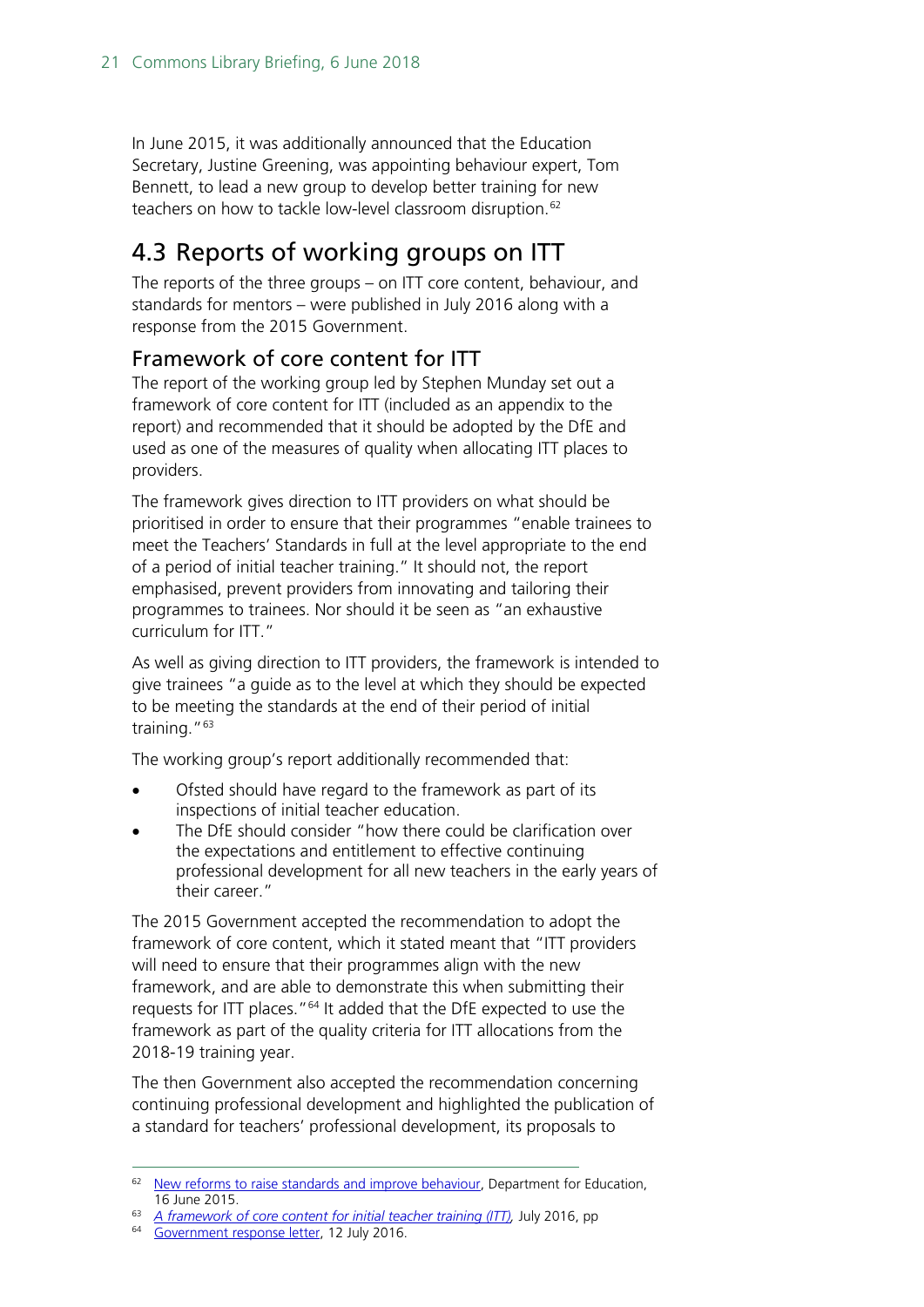In June 2015, it was additionally announced that the Education Secretary, Justine Greening, was appointing behaviour expert, Tom Bennett, to lead a new group to develop better training for new teachers on how to tackle low-level classroom disruption.[62]

## 4.3 Reports of working groups on ITT

The reports of the three groups – on ITT core content, behaviour, and standards for mentors – were published in July 2016 along with a response from the 2015 Government.

### Framework of core content for ITT

The report of the working group led by Stephen Munday set out a framework of core content for ITT (included as an appendix to the report) and recommended that it should be adopted by the DfE and used as one of the measures of quality when allocating ITT places to providers.

The framework gives direction to ITT providers on what should be prioritised in order to ensure that their programmes "enable trainees to meet the Teachers' Standards in full at the level appropriate to the end of a period of initial teacher training." It should not, the report emphasised, prevent providers from innovating and tailoring their programmes to trainees. Nor should it be seen as "an exhaustive curriculum for ITT."

As well as giving direction to ITT providers, the framework is intended to give trainees "a guide as to the level at which they should be expected to be meeting the standards at the end of their period of initial training."[63]

The working group's report additionally recommended that:

- Ofsted should have regard to the framework as part of its inspections of initial teacher education.
- The DfE should consider "how there could be clarification over the expectations and entitlement to effective continuing professional development for all new teachers in the early years of their career."

The 2015 Government accepted the recommendation to adopt the framework of core content, which it stated meant that "ITT providers will need to ensure that their programmes align with the new framework, and are able to demonstrate this when submitting their requests for ITT places."[64] It added that the DfE expected to use the framework as part of the quality criteria for ITT allocations from the 2018-19 training year.

The then Government also accepted the recommendation concerning continuing professional development and highlighted the publication of a standard for teachers' professional development, its proposals to

---

[62] New reforms to raise standards and improve behaviour, Department for Education, 16 June 2015.

[63] *A framework of core content for initial teacher training (ITT)*, July 2016, pp

[64] Government response letter, 12 July 2016.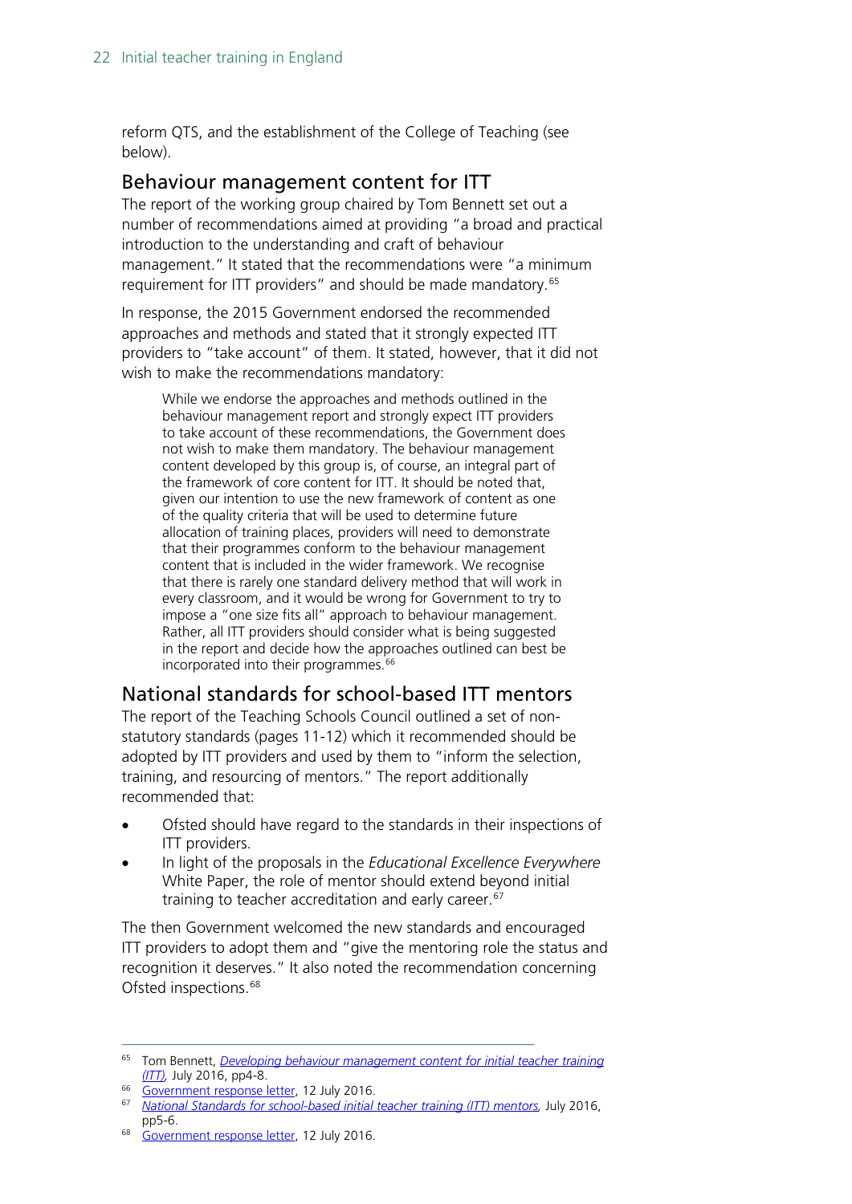reform QTS, and the establishment of the College of Teaching (see below).

## Behaviour management content for ITT

The report of the working group chaired by Tom Bennett set out a number of recommendations aimed at providing "a broad and practical introduction to the understanding and craft of behaviour management." It stated that the recommendations were "a minimum requirement for ITT providers" and should be made mandatory.[65]

In response, the 2015 Government endorsed the recommended approaches and methods and stated that it strongly expected ITT providers to "take account" of them. It stated, however, that it did not wish to make the recommendations mandatory:

> While we endorse the approaches and methods outlined in the behaviour management report and strongly expect ITT providers to take account of these recommendations, the Government does not wish to make them mandatory. The behaviour management content developed by this group is, of course, an integral part of the framework of core content for ITT. It should be noted that, given our intention to use the new framework of content as one of the quality criteria that will be used to determine future allocation of training places, providers will need to demonstrate that their programmes conform to the behaviour management content that is included in the wider framework. We recognise that there is rarely one standard delivery method that will work in every classroom, and it would be wrong for Government to try to impose a "one size fits all" approach to behaviour management. Rather, all ITT providers should consider what is being suggested in the report and decide how the approaches outlined can best be incorporated into their programmes.[66]

## National standards for school-based ITT mentors

The report of the Teaching Schools Council outlined a set of non-statutory standards (pages 11-12) which it recommended should be adopted by ITT providers and used by them to "inform the selection, training, and resourcing of mentors." The report additionally recommended that:

- Ofsted should have regard to the standards in their inspections of ITT providers.
- In light of the proposals in the *Educational Excellence Everywhere* White Paper, the role of mentor should extend beyond initial training to teacher accreditation and early career.[67]

The then Government welcomed the new standards and encouraged ITT providers to adopt them and "give the mentoring role the status and recognition it deserves." It also noted the recommendation concerning Ofsted inspections.[68]

---

65 Tom Bennett, *Developing behaviour management content for initial teacher training (ITT)*, July 2016, pp4-8.

66 Government response letter, 12 July 2016.

67 *National Standards for school-based initial teacher training (ITT) mentors*, July 2016, pp5-6.

68 Government response letter, 12 July 2016.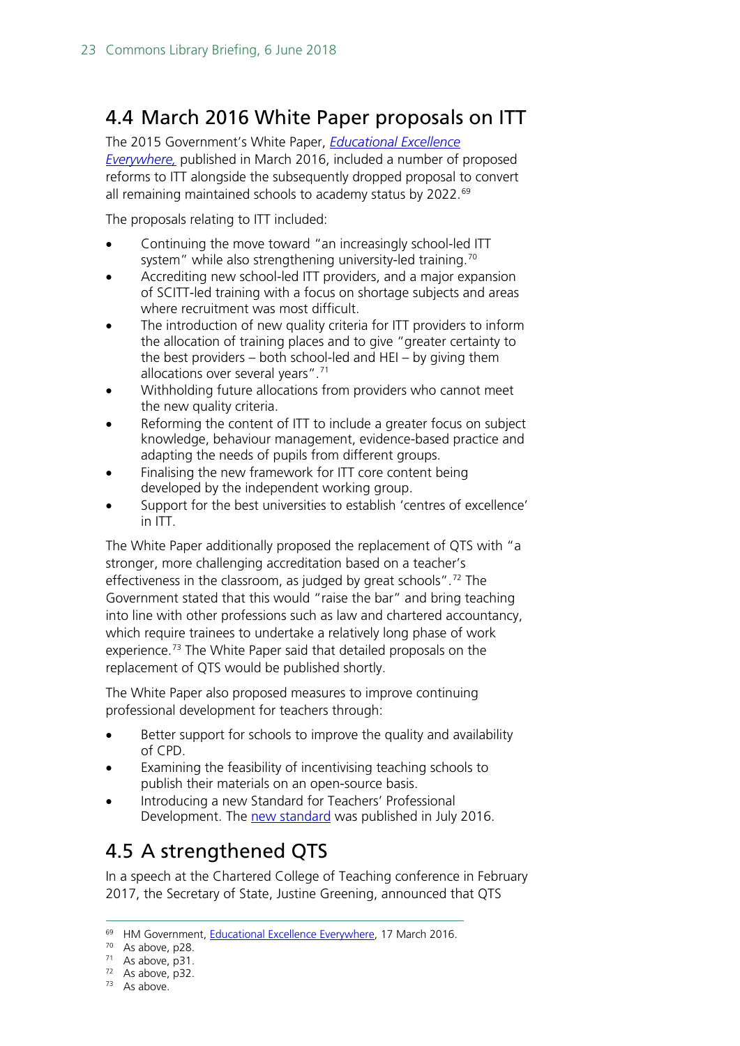## 4.4 March 2016 White Paper proposals on ITT

The 2015 Government's White Paper, *Educational Excellence Everywhere,* published in March 2016, included a number of proposed reforms to ITT alongside the subsequently dropped proposal to convert all remaining maintained schools to academy status by 2022.[69]

The proposals relating to ITT included:

- Continuing the move toward "an increasingly school-led ITT system" while also strengthening university-led training.[70]
- Accrediting new school-led ITT providers, and a major expansion of SCITT-led training with a focus on shortage subjects and areas where recruitment was most difficult.
- The introduction of new quality criteria for ITT providers to inform the allocation of training places and to give "greater certainty to the best providers – both school-led and HEI – by giving them allocations over several years".[71]
- Withholding future allocations from providers who cannot meet the new quality criteria.
- Reforming the content of ITT to include a greater focus on subject knowledge, behaviour management, evidence-based practice and adapting the needs of pupils from different groups.
- Finalising the new framework for ITT core content being developed by the independent working group.
- Support for the best universities to establish 'centres of excellence' in ITT.

The White Paper additionally proposed the replacement of QTS with "a stronger, more challenging accreditation based on a teacher's effectiveness in the classroom, as judged by great schools".[72] The Government stated that this would "raise the bar" and bring teaching into line with other professions such as law and chartered accountancy, which require trainees to undertake a relatively long phase of work experience.[73] The White Paper said that detailed proposals on the replacement of QTS would be published shortly.

The White Paper also proposed measures to improve continuing professional development for teachers through:

- Better support for schools to improve the quality and availability of CPD.
- Examining the feasibility of incentivising teaching schools to publish their materials on an open-source basis.
- Introducing a new Standard for Teachers' Professional Development. The new standard was published in July 2016.

## 4.5 A strengthened QTS

In a speech at the Chartered College of Teaching conference in February 2017, the Secretary of State, Justine Greening, announced that QTS

---

[69] HM Government, Educational Excellence Everywhere, 17 March 2016.
[70] As above, p28.
[71] As above, p31.
[72] As above, p32.
[73] As above.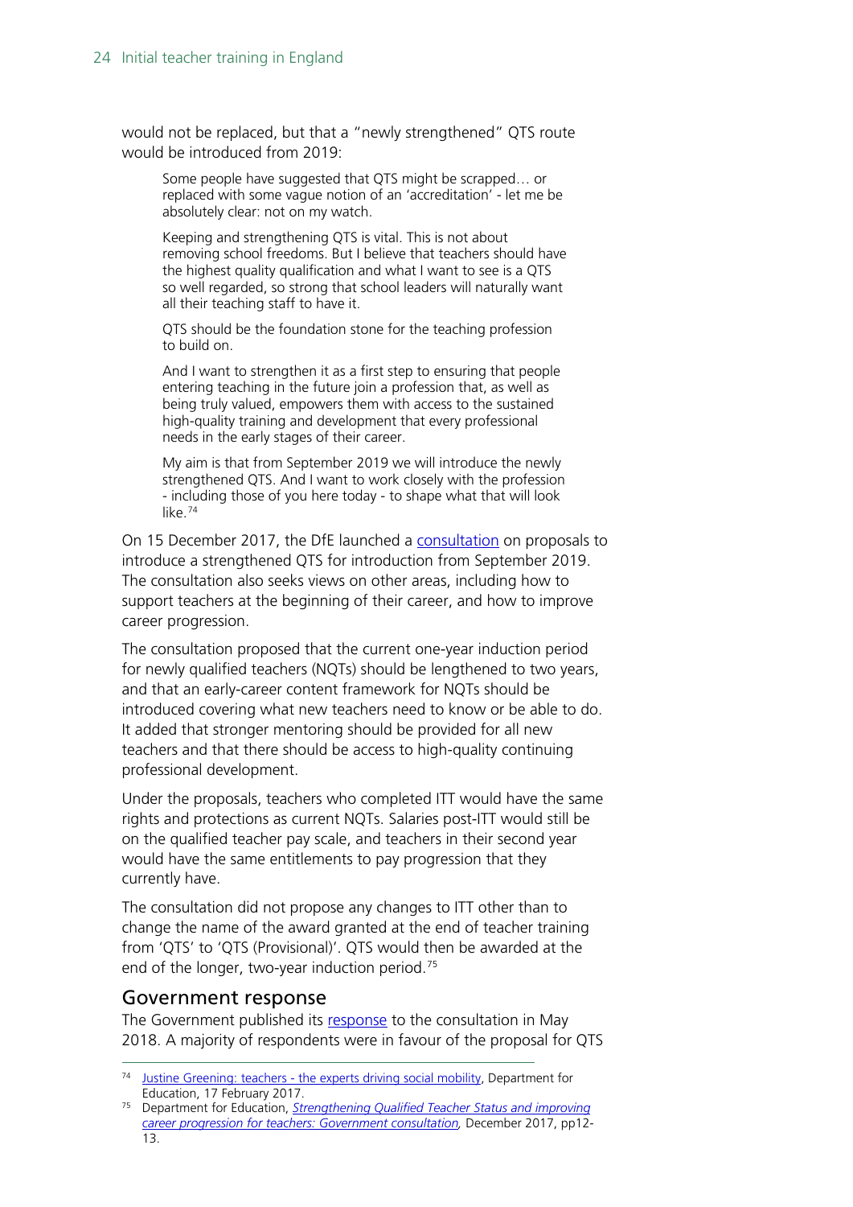would not be replaced, but that a "newly strengthened" QTS route would be introduced from 2019:

> Some people have suggested that QTS might be scrapped… or replaced with some vague notion of an 'accreditation' - let me be absolutely clear: not on my watch.
>
> Keeping and strengthening QTS is vital. This is not about removing school freedoms. But I believe that teachers should have the highest quality qualification and what I want to see is a QTS so well regarded, so strong that school leaders will naturally want all their teaching staff to have it.
>
> QTS should be the foundation stone for the teaching profession to build on.
>
> And I want to strengthen it as a first step to ensuring that people entering teaching in the future join a profession that, as well as being truly valued, empowers them with access to the sustained high-quality training and development that every professional needs in the early stages of their career.
>
> My aim is that from September 2019 we will introduce the newly strengthened QTS. And I want to work closely with the profession - including those of you here today - to shape what that will look like.[74]

On 15 December 2017, the DfE launched a consultation on proposals to introduce a strengthened QTS for introduction from September 2019. The consultation also seeks views on other areas, including how to support teachers at the beginning of their career, and how to improve career progression.

The consultation proposed that the current one-year induction period for newly qualified teachers (NQTs) should be lengthened to two years, and that an early-career content framework for NQTs should be introduced covering what new teachers need to know or be able to do. It added that stronger mentoring should be provided for all new teachers and that there should be access to high-quality continuing professional development.

Under the proposals, teachers who completed ITT would have the same rights and protections as current NQTs. Salaries post-ITT would still be on the qualified teacher pay scale, and teachers in their second year would have the same entitlements to pay progression that they currently have.

The consultation did not propose any changes to ITT other than to change the name of the award granted at the end of teacher training from 'QTS' to 'QTS (Provisional)'. QTS would then be awarded at the end of the longer, two-year induction period.[75]

## Government response

The Government published its response to the consultation in May 2018. A majority of respondents were in favour of the proposal for QTS

---

[74] Justine Greening: teachers - the experts driving social mobility, Department for Education, 17 February 2017.

[75] Department for Education, *Strengthening Qualified Teacher Status and improving career progression for teachers: Government consultation,* December 2017, pp12-13.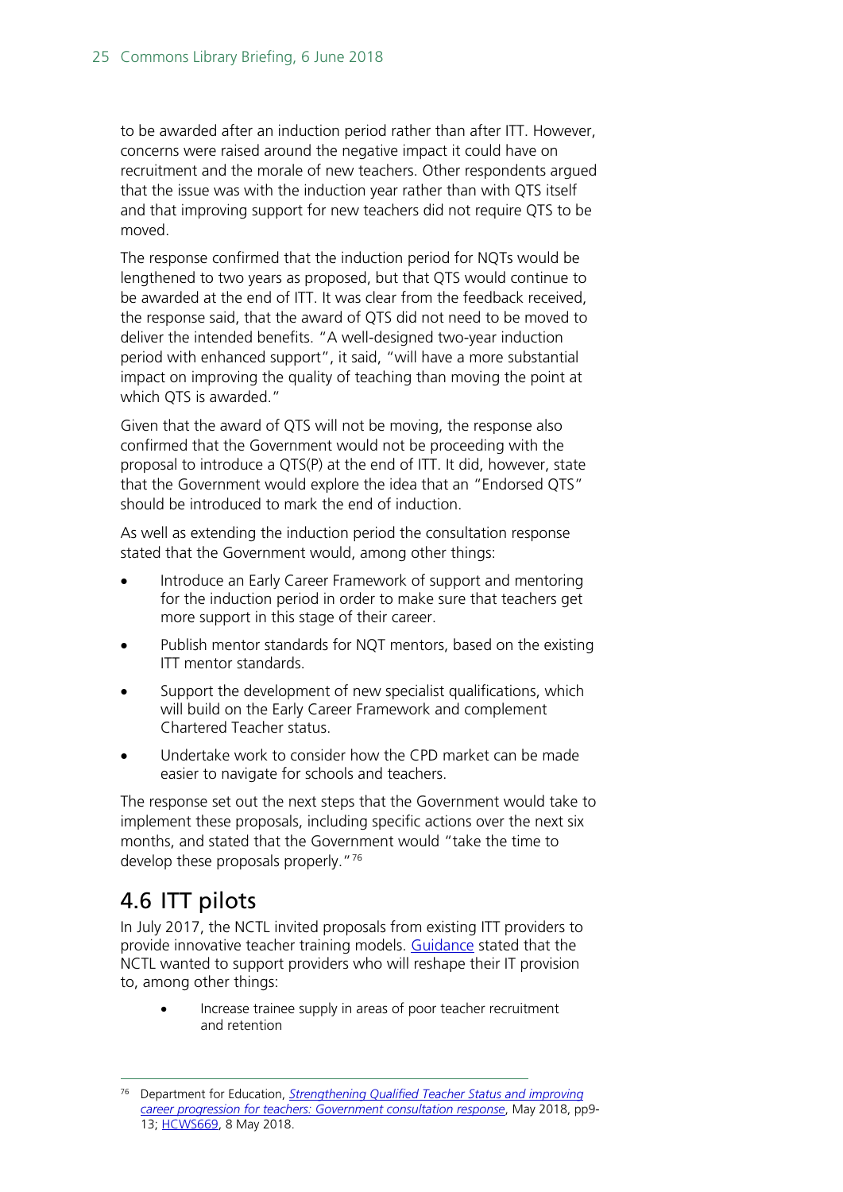to be awarded after an induction period rather than after ITT. However, concerns were raised around the negative impact it could have on recruitment and the morale of new teachers. Other respondents argued that the issue was with the induction year rather than with QTS itself and that improving support for new teachers did not require QTS to be moved.

The response confirmed that the induction period for NQTs would be lengthened to two years as proposed, but that QTS would continue to be awarded at the end of ITT. It was clear from the feedback received, the response said, that the award of QTS did not need to be moved to deliver the intended benefits. "A well-designed two-year induction period with enhanced support", it said, "will have a more substantial impact on improving the quality of teaching than moving the point at which QTS is awarded."

Given that the award of QTS will not be moving, the response also confirmed that the Government would not be proceeding with the proposal to introduce a QTS(P) at the end of ITT. It did, however, state that the Government would explore the idea that an "Endorsed QTS" should be introduced to mark the end of induction.

As well as extending the induction period the consultation response stated that the Government would, among other things:

- Introduce an Early Career Framework of support and mentoring for the induction period in order to make sure that teachers get more support in this stage of their career.
- Publish mentor standards for NQT mentors, based on the existing ITT mentor standards.
- Support the development of new specialist qualifications, which will build on the Early Career Framework and complement Chartered Teacher status.
- Undertake work to consider how the CPD market can be made easier to navigate for schools and teachers.

The response set out the next steps that the Government would take to implement these proposals, including specific actions over the next six months, and stated that the Government would "take the time to develop these proposals properly."[76]

## 4.6 ITT pilots

In July 2017, the NCTL invited proposals from existing ITT providers to provide innovative teacher training models. Guidance stated that the NCTL wanted to support providers who will reshape their IT provision to, among other things:

- Increase trainee supply in areas of poor teacher recruitment and retention

---

[76] Department for Education, *Strengthening Qualified Teacher Status and improving career progression for teachers: Government consultation response*, May 2018, pp9-13; HCWS669, 8 May 2018.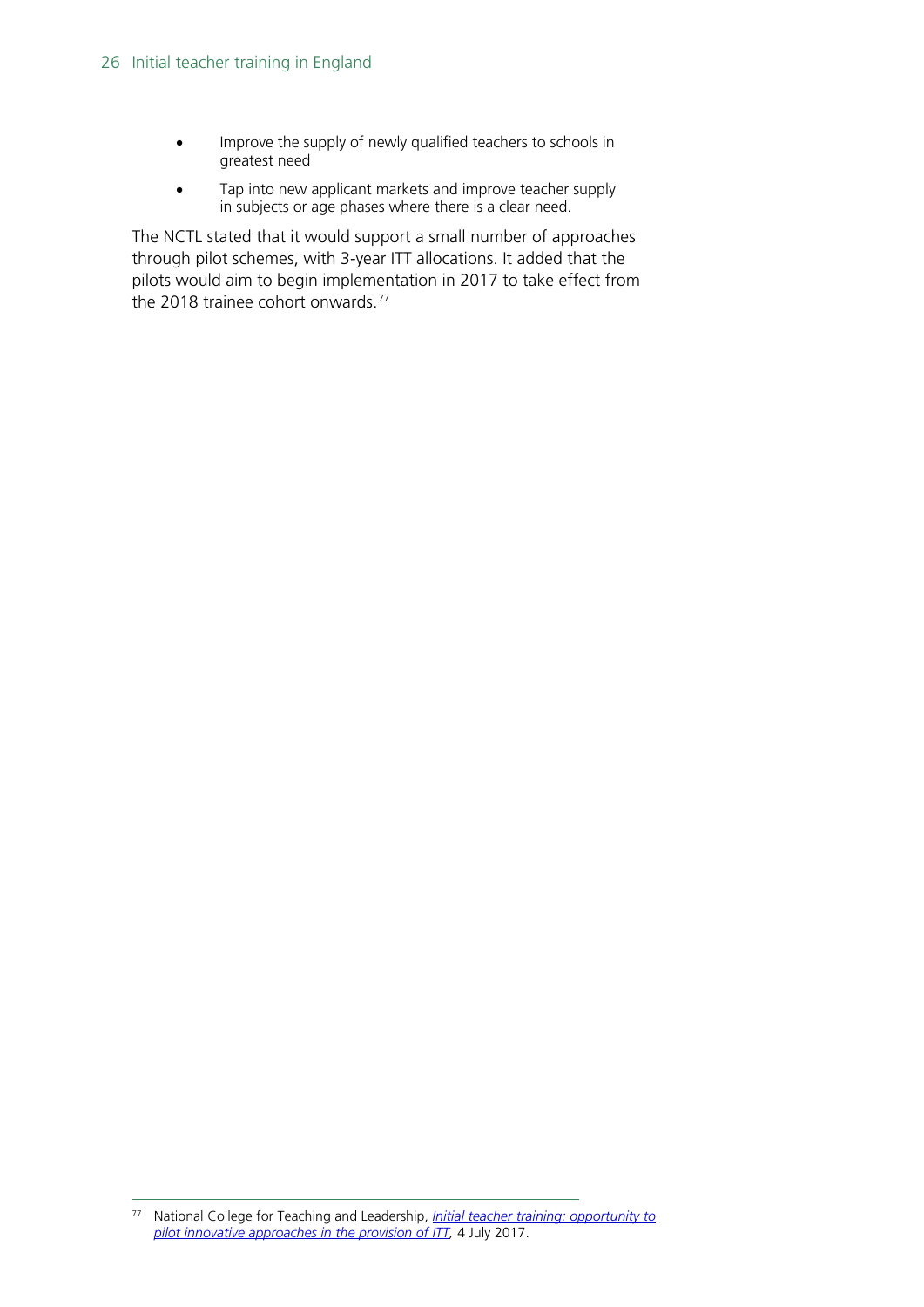- Improve the supply of newly qualified teachers to schools in greatest need
- Tap into new applicant markets and improve teacher supply in subjects or age phases where there is a clear need.

The NCTL stated that it would support a small number of approaches through pilot schemes, with 3-year ITT allocations. It added that the pilots would aim to begin implementation in 2017 to take effect from the 2018 trainee cohort onwards.[77]

---

[77] National College for Teaching and Leadership, *Initial teacher training: opportunity to pilot innovative approaches in the provision of ITT*, 4 July 2017.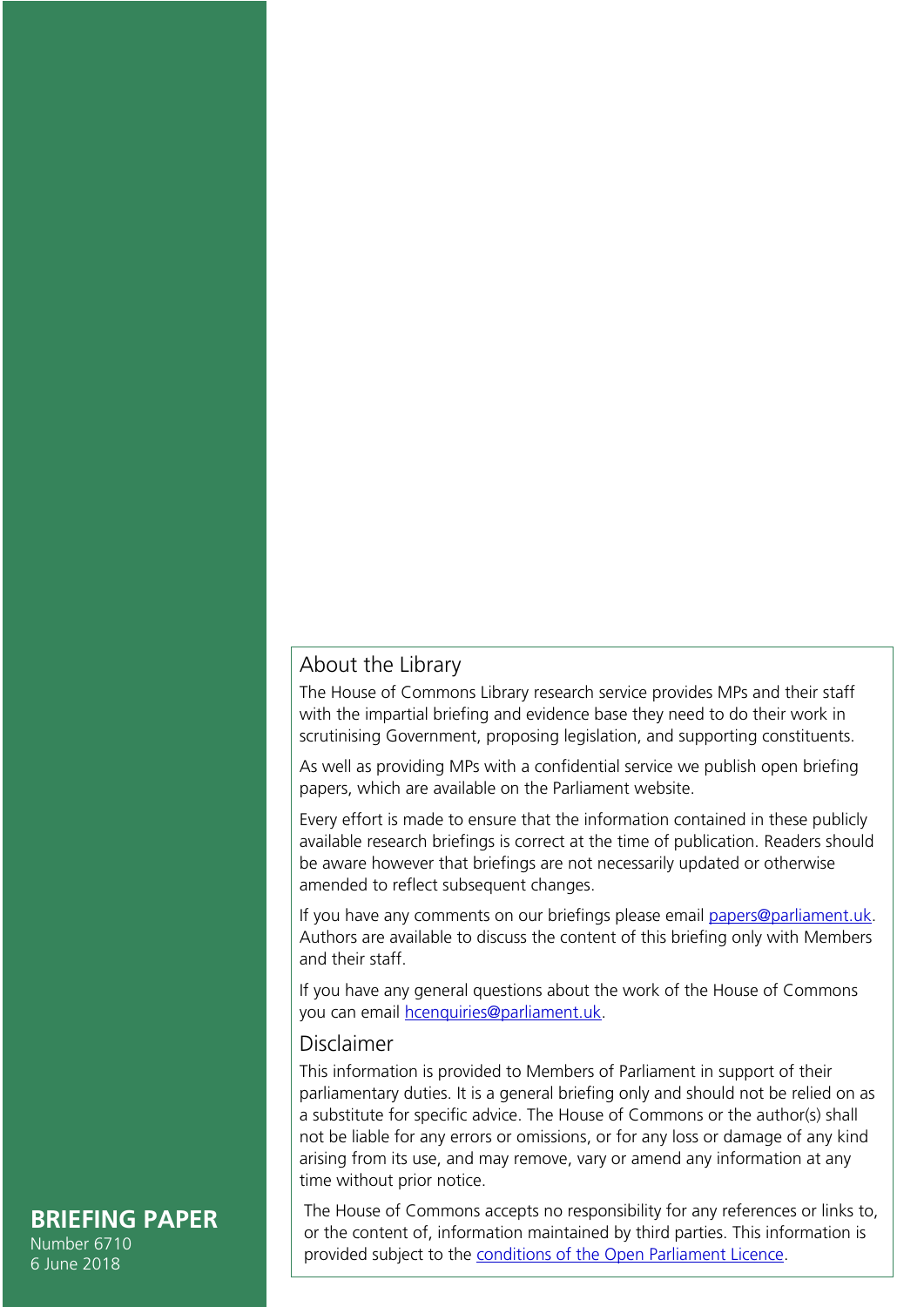## About the Library

The House of Commons Library research service provides MPs and their staff with the impartial briefing and evidence base they need to do their work in scrutinising Government, proposing legislation, and supporting constituents.

As well as providing MPs with a confidential service we publish open briefing papers, which are available on the Parliament website.

Every effort is made to ensure that the information contained in these publicly available research briefings is correct at the time of publication. Readers should be aware however that briefings are not necessarily updated or otherwise amended to reflect subsequent changes.

If you have any comments on our briefings please email [papers@parliament.uk](mailto:papers@parliament.uk). Authors are available to discuss the content of this briefing only with Members and their staff.

If you have any general questions about the work of the House of Commons you can email [hcenquiries@parliament.uk](mailto:hcenquiries@parliament.uk).

## Disclaimer

This information is provided to Members of Parliament in support of their parliamentary duties. It is a general briefing only and should not be relied on as a substitute for specific advice. The House of Commons or the author(s) shall not be liable for any errors or omissions, or for any loss or damage of any kind arising from its use, and may remove, vary or amend any information at any time without prior notice.

The House of Commons accepts no responsibility for any references or links to, or the content of, information maintained by third parties. This information is provided subject to the conditions of the Open Parliament Licence.

**BRIEFING PAPER**

Number 6710

6 June 2018